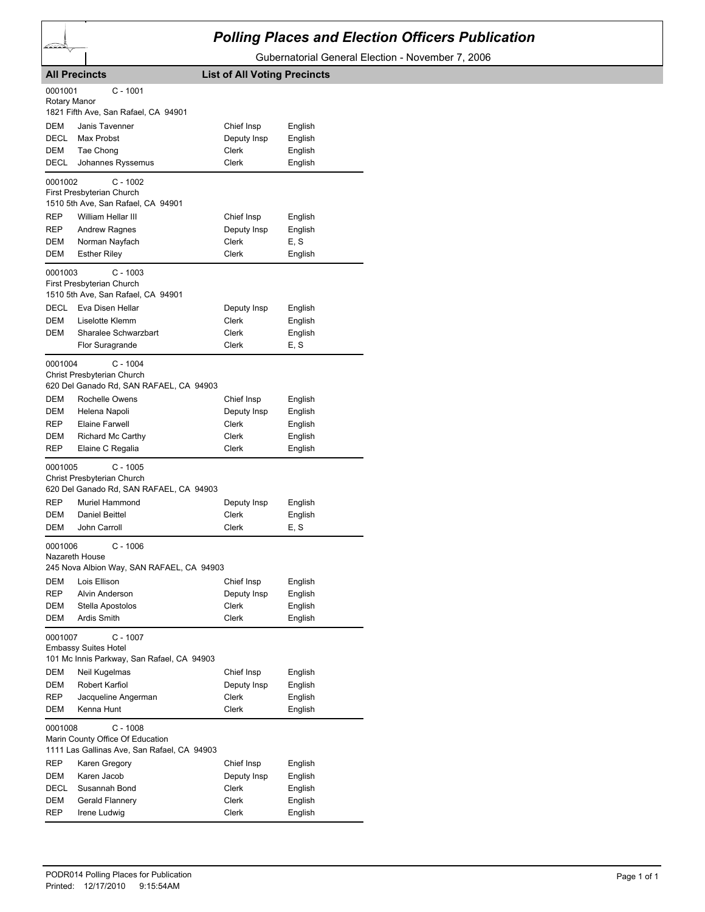# Polling Places and Election Officers Publication

Gubernatorial General Election - November 7, 2006

**All Precincts** **List of All Voting Precincts**

0001001 C - 1001
Rotary Manor
1821 Fifth Ave, San Rafael, CA 94901

| | | | |
|---|---|---|---|
| DEM | Janis Tavenner | Chief Insp | English |
| DECL | Max Probst | Deputy Insp | English |
| DEM | Tae Chong | Clerk | English |
| DECL | Johannes Ryssemus | Clerk | English |

0001002 C - 1002
First Presbyterian Church
1510 5th Ave, San Rafael, CA 94901

| | | | |
|---|---|---|---|
| REP | William Hellar III | Chief Insp | English |
| REP | Andrew Ragnes | Deputy Insp | English |
| DEM | Norman Nayfach | Clerk | E, S |
| DEM | Esther Riley | Clerk | English |

0001003 C - 1003
First Presbyterian Church
1510 5th Ave, San Rafael, CA 94901

| | | | |
|---|---|---|---|
| DECL | Eva Disen Hellar | Deputy Insp | English |
| DEM | Liselotte Klemm | Clerk | English |
| DEM | Sharalee Schwarzbart | Clerk | English |
| | Flor Suragrande | Clerk | E, S |

0001004 C - 1004
Christ Presbyterian Church
620 Del Ganado Rd, SAN RAFAEL, CA 94903

| | | | |
|---|---|---|---|
| DEM | Rochelle Owens | Chief Insp | English |
| DEM | Helena Napoli | Deputy Insp | English |
| REP | Elaine Farwell | Clerk | English |
| DEM | Richard Mc Carthy | Clerk | English |
| REP | Elaine C Regalia | Clerk | English |

0001005 C - 1005
Christ Presbyterian Church
620 Del Ganado Rd, SAN RAFAEL, CA 94903

| | | | |
|---|---|---|---|
| REP | Muriel Hammond | Deputy Insp | English |
| DEM | Daniel Beittel | Clerk | English |
| DEM | John Carroll | Clerk | E, S |

0001006 C - 1006
Nazareth House
245 Nova Albion Way, SAN RAFAEL, CA 94903

| | | | |
|---|---|---|---|
| DEM | Lois Ellison | Chief Insp | English |
| REP | Alvin Anderson | Deputy Insp | English |
| DEM | Stella Apostolos | Clerk | English |
| DEM | Ardis Smith | Clerk | English |

0001007 C - 1007
Embassy Suites Hotel
101 Mc Innis Parkway, San Rafael, CA 94903

| | | | |
|---|---|---|---|
| DEM | Neil Kugelmas | Chief Insp | English |
| DEM | Robert Karfiol | Deputy Insp | English |
| REP | Jacqueline Angerman | Clerk | English |
| DEM | Kenna Hunt | Clerk | English |

0001008 C - 1008
Marin County Office Of Education
1111 Las Gallinas Ave, San Rafael, CA 94903

| | | | |
|---|---|---|---|
| REP | Karen Gregory | Chief Insp | English |
| DEM | Karen Jacob | Deputy Insp | English |
| DECL | Susannah Bond | Clerk | English |
| DEM | Gerald Flannery | Clerk | English |
| REP | Irene Ludwig | Clerk | English |

PODR014 Polling Places for Publication
Printed: 12/17/2010 9:15:54AM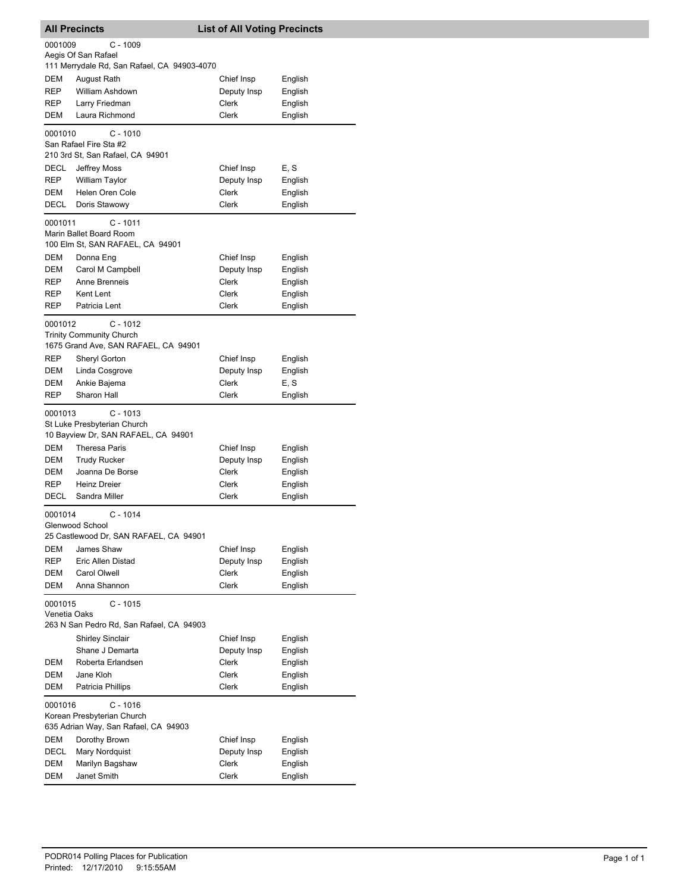## All Precincts — List of All Voting Precincts

**0001009** C - 1009
Aegis Of San Rafael
111 Merrydale Rd, San Rafael, CA 94903-4070

| Party | Name | Position | Language |
|---|---|---|---|
| DEM | August Rath | Chief Insp | English |
| REP | William Ashdown | Deputy Insp | English |
| REP | Larry Friedman | Clerk | English |
| DEM | Laura Richmond | Clerk | English |

**0001010** C - 1010
San Rafael Fire Sta #2
210 3rd St, San Rafael, CA 94901

| Party | Name | Position | Language |
|---|---|---|---|
| DECL | Jeffrey Moss | Chief Insp | E, S |
| REP | William Taylor | Deputy Insp | English |
| DEM | Helen Oren Cole | Clerk | English |
| DECL | Doris Stawowy | Clerk | English |

**0001011** C - 1011
Marin Ballet Board Room
100 Elm St, SAN RAFAEL, CA 94901

| Party | Name | Position | Language |
|---|---|---|---|
| DEM | Donna Eng | Chief Insp | English |
| DEM | Carol M Campbell | Deputy Insp | English |
| REP | Anne Brenneis | Clerk | English |
| REP | Kent Lent | Clerk | English |
| REP | Patricia Lent | Clerk | English |

**0001012** C - 1012
Trinity Community Church
1675 Grand Ave, SAN RAFAEL, CA 94901

| Party | Name | Position | Language |
|---|---|---|---|
| REP | Sheryl Gorton | Chief Insp | English |
| DEM | Linda Cosgrove | Deputy Insp | English |
| DEM | Ankie Bajema | Clerk | E, S |
| REP | Sharon Hall | Clerk | English |

**0001013** C - 1013
St Luke Presbyterian Church
10 Bayview Dr, SAN RAFAEL, CA 94901

| Party | Name | Position | Language |
|---|---|---|---|
| DEM | Theresa Paris | Chief Insp | English |
| DEM | Trudy Rucker | Deputy Insp | English |
| DEM | Joanna De Borse | Clerk | English |
| REP | Heinz Dreier | Clerk | English |
| DECL | Sandra Miller | Clerk | English |

**0001014** C - 1014
Glenwood School
25 Castlewood Dr, SAN RAFAEL, CA 94901

| Party | Name | Position | Language |
|---|---|---|---|
| DEM | James Shaw | Chief Insp | English |
| REP | Eric Allen Distad | Deputy Insp | English |
| DEM | Carol Olwell | Clerk | English |
| DEM | Anna Shannon | Clerk | English |

**0001015** C - 1015
Venetia Oaks
263 N San Pedro Rd, San Rafael, CA 94903

| Party | Name | Position | Language |
|---|---|---|---|
| | Shirley Sinclair | Chief Insp | English |
| | Shane J Demarta | Deputy Insp | English |
| DEM | Roberta Erlandsen | Clerk | English |
| DEM | Jane Kloh | Clerk | English |
| DEM | Patricia Phillips | Clerk | English |

**0001016** C - 1016
Korean Presbyterian Church
635 Adrian Way, San Rafael, CA 94903

| Party | Name | Position | Language |
|---|---|---|---|
| DEM | Dorothy Brown | Chief Insp | English |
| DECL | Mary Nordquist | Deputy Insp | English |
| DEM | Marilyn Bagshaw | Clerk | English |
| DEM | Janet Smith | Clerk | English |

PODR014 Polling Places for Publication
Printed: 12/17/2010 9:15:55AM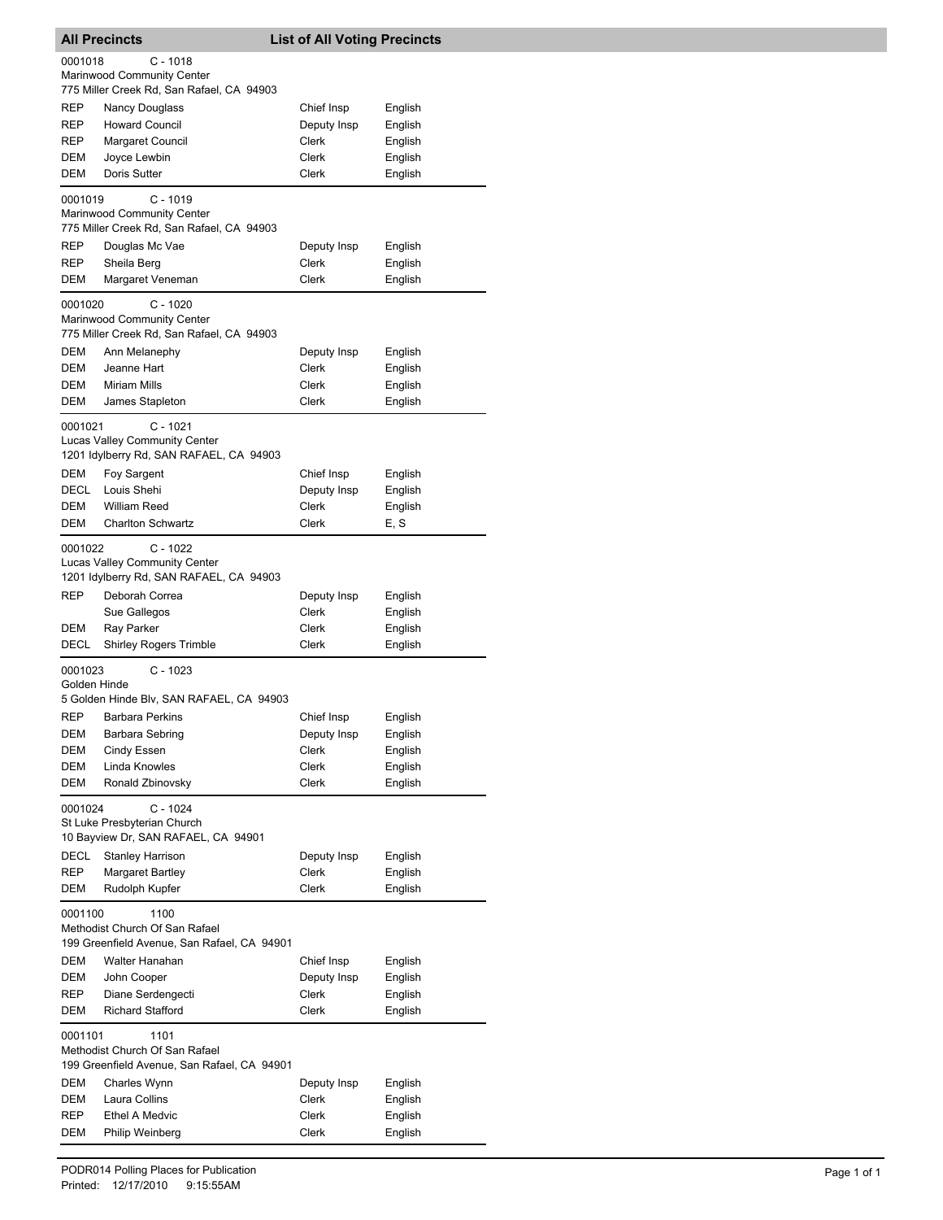## All Precincts — List of All Voting Precincts

**0001018** C - 1018
Marinwood Community Center
775 Miller Creek Rd, San Rafael, CA 94903

| Party | Name | Position | Language |
|---|---|---|---|
| REP | Nancy Douglass | Chief Insp | English |
| REP | Howard Council | Deputy Insp | English |
| REP | Margaret Council | Clerk | English |
| DEM | Joyce Lewbin | Clerk | English |
| DEM | Doris Sutter | Clerk | English |

**0001019** C - 1019
Marinwood Community Center
775 Miller Creek Rd, San Rafael, CA 94903

| Party | Name | Position | Language |
|---|---|---|---|
| REP | Douglas Mc Vae | Deputy Insp | English |
| REP | Sheila Berg | Clerk | English |
| DEM | Margaret Veneman | Clerk | English |

**0001020** C - 1020
Marinwood Community Center
775 Miller Creek Rd, San Rafael, CA 94903

| Party | Name | Position | Language |
|---|---|---|---|
| DEM | Ann Melanephy | Deputy Insp | English |
| DEM | Jeanne Hart | Clerk | English |
| DEM | Miriam Mills | Clerk | English |
| DEM | James Stapleton | Clerk | English |

**0001021** C - 1021
Lucas Valley Community Center
1201 Idylberry Rd, SAN RAFAEL, CA 94903

| Party | Name | Position | Language |
|---|---|---|---|
| DEM | Foy Sargent | Chief Insp | English |
| DECL | Louis Shehi | Deputy Insp | English |
| DEM | William Reed | Clerk | English |
| DEM | Charlton Schwartz | Clerk | E, S |

**0001022** C - 1022
Lucas Valley Community Center
1201 Idylberry Rd, SAN RAFAEL, CA 94903

| Party | Name | Position | Language |
|---|---|---|---|
| REP | Deborah Correa | Deputy Insp | English |
| | Sue Gallegos | Clerk | English |
| DEM | Ray Parker | Clerk | English |
| DECL | Shirley Rogers Trimble | Clerk | English |

**0001023** C - 1023
Golden Hinde
5 Golden Hinde Blv, SAN RAFAEL, CA 94903

| Party | Name | Position | Language |
|---|---|---|---|
| REP | Barbara Perkins | Chief Insp | English |
| DEM | Barbara Sebring | Deputy Insp | English |
| DEM | Cindy Essen | Clerk | English |
| DEM | Linda Knowles | Clerk | English |
| DEM | Ronald Zbinovsky | Clerk | English |

**0001024** C - 1024
St Luke Presbyterian Church
10 Bayview Dr, SAN RAFAEL, CA 94901

| Party | Name | Position | Language |
|---|---|---|---|
| DECL | Stanley Harrison | Deputy Insp | English |
| REP | Margaret Bartley | Clerk | English |
| DEM | Rudolph Kupfer | Clerk | English |

**0001100** 1100
Methodist Church Of San Rafael
199 Greenfield Avenue, San Rafael, CA 94901

| Party | Name | Position | Language |
|---|---|---|---|
| DEM | Walter Hanahan | Chief Insp | English |
| DEM | John Cooper | Deputy Insp | English |
| REP | Diane Serdengecti | Clerk | English |
| DEM | Richard Stafford | Clerk | English |

**0001101** 1101
Methodist Church Of San Rafael
199 Greenfield Avenue, San Rafael, CA 94901

| Party | Name | Position | Language |
|---|---|---|---|
| DEM | Charles Wynn | Deputy Insp | English |
| DEM | Laura Collins | Clerk | English |
| REP | Ethel A Medvic | Clerk | English |
| DEM | Philip Weinberg | Clerk | English |

PODR014 Polling Places for Publication
Printed: 12/17/2010 9:15:55AM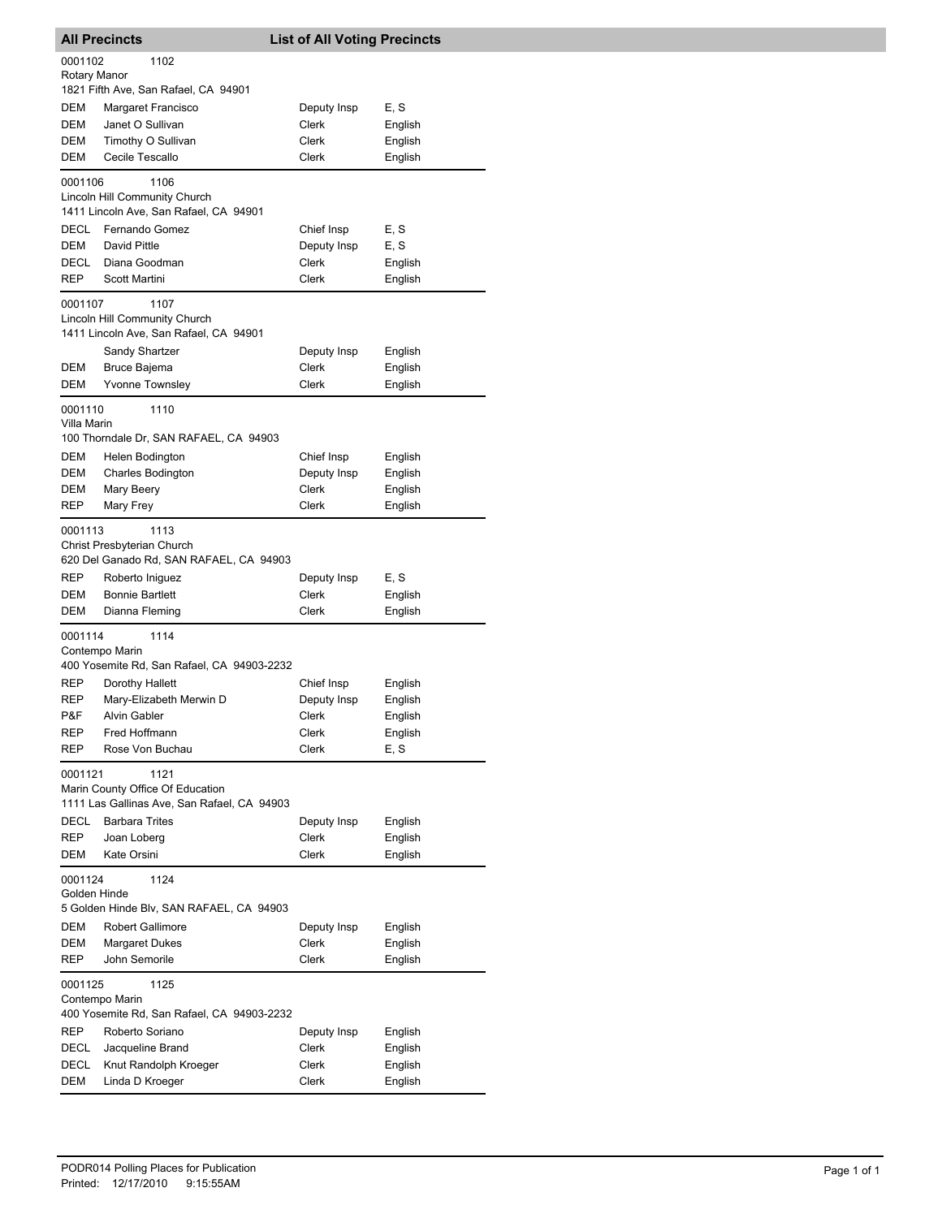## All Precincts — List of All Voting Precincts

**0001102** 1102
Rotary Manor
1821 Fifth Ave, San Rafael, CA 94901

| | | | |
|---|---|---|---|
| DEM | Margaret Francisco | Deputy Insp | E, S |
| DEM | Janet O Sullivan | Clerk | English |
| DEM | Timothy O Sullivan | Clerk | English |
| DEM | Cecile Tescallo | Clerk | English |

**0001106** 1106
Lincoln Hill Community Church
1411 Lincoln Ave, San Rafael, CA 94901

| | | | |
|---|---|---|---|
| DECL | Fernando Gomez | Chief Insp | E, S |
| DEM | David Pittle | Deputy Insp | E, S |
| DECL | Diana Goodman | Clerk | English |
| REP | Scott Martini | Clerk | English |

**0001107** 1107
Lincoln Hill Community Church
1411 Lincoln Ave, San Rafael, CA 94901

| | | | |
|---|---|---|---|
| | Sandy Shartzer | Deputy Insp | English |
| DEM | Bruce Bajema | Clerk | English |
| DEM | Yvonne Townsley | Clerk | English |

**0001110** 1110
Villa Marin
100 Thorndale Dr, SAN RAFAEL, CA 94903

| | | | |
|---|---|---|---|
| DEM | Helen Bodington | Chief Insp | English |
| DEM | Charles Bodington | Deputy Insp | English |
| DEM | Mary Beery | Clerk | English |
| REP | Mary Frey | Clerk | English |

**0001113** 1113
Christ Presbyterian Church
620 Del Ganado Rd, SAN RAFAEL, CA 94903

| | | | |
|---|---|---|---|
| REP | Roberto Iniguez | Deputy Insp | E, S |
| DEM | Bonnie Bartlett | Clerk | English |
| DEM | Dianna Fleming | Clerk | English |

**0001114** 1114
Contempo Marin
400 Yosemite Rd, San Rafael, CA 94903-2232

| | | | |
|---|---|---|---|
| REP | Dorothy Hallett | Chief Insp | English |
| REP | Mary-Elizabeth Merwin D | Deputy Insp | English |
| P&F | Alvin Gabler | Clerk | English |
| REP | Fred Hoffmann | Clerk | English |
| REP | Rose Von Buchau | Clerk | E, S |

**0001121** 1121
Marin County Office Of Education
1111 Las Gallinas Ave, San Rafael, CA 94903

| | | | |
|---|---|---|---|
| DECL | Barbara Trites | Deputy Insp | English |
| REP | Joan Loberg | Clerk | English |
| DEM | Kate Orsini | Clerk | English |

**0001124** 1124
Golden Hinde
5 Golden Hinde Blv, SAN RAFAEL, CA 94903

| | | | |
|---|---|---|---|
| DEM | Robert Gallimore | Deputy Insp | English |
| DEM | Margaret Dukes | Clerk | English |
| REP | John Semorile | Clerk | English |

**0001125** 1125
Contempo Marin
400 Yosemite Rd, San Rafael, CA 94903-2232

| | | | |
|---|---|---|---|
| REP | Roberto Soriano | Deputy Insp | English |
| DECL | Jacqueline Brand | Clerk | English |
| DECL | Knut Randolph Kroeger | Clerk | English |
| DEM | Linda D Kroeger | Clerk | English |

PODR014 Polling Places for Publication
Printed: 12/17/2010 9:15:55AM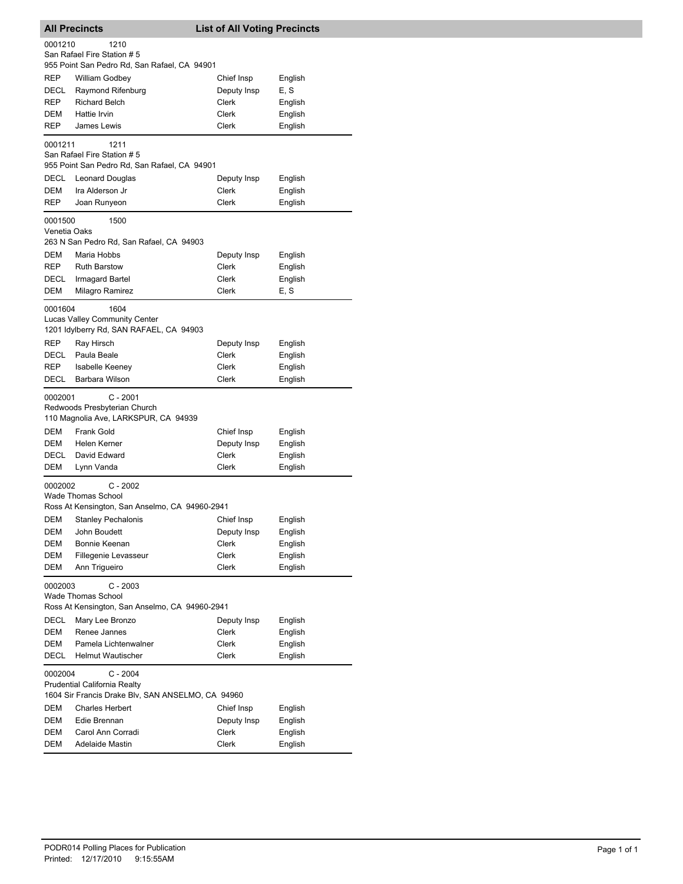## All Precincts — List of All Voting Precincts

**0001210** 1210
San Rafael Fire Station # 5
955 Point San Pedro Rd, San Rafael, CA 94901

| | | | |
|---|---|---|---|
| REP | William Godbey | Chief Insp | English |
| DECL | Raymond Rifenburg | Deputy Insp | E, S |
| REP | Richard Belch | Clerk | English |
| DEM | Hattie Irvin | Clerk | English |
| REP | James Lewis | Clerk | English |

**0001211** 1211
San Rafael Fire Station # 5
955 Point San Pedro Rd, San Rafael, CA 94901

| | | | |
|---|---|---|---|
| DECL | Leonard Douglas | Deputy Insp | English |
| DEM | Ira Alderson Jr | Clerk | English |
| REP | Joan Runyeon | Clerk | English |

**0001500** 1500
Venetia Oaks
263 N San Pedro Rd, San Rafael, CA 94903

| | | | |
|---|---|---|---|
| DEM | Maria Hobbs | Deputy Insp | English |
| REP | Ruth Barstow | Clerk | English |
| DECL | Irmagard Bartel | Clerk | English |
| DEM | Milagro Ramirez | Clerk | E, S |

**0001604** 1604
Lucas Valley Community Center
1201 Idylberry Rd, SAN RAFAEL, CA 94903

| | | | |
|---|---|---|---|
| REP | Ray Hirsch | Deputy Insp | English |
| DECL | Paula Beale | Clerk | English |
| REP | Isabelle Keeney | Clerk | English |
| DECL | Barbara Wilson | Clerk | English |

**0002001** C - 2001
Redwoods Presbyterian Church
110 Magnolia Ave, LARKSPUR, CA 94939

| | | | |
|---|---|---|---|
| DEM | Frank Gold | Chief Insp | English |
| DEM | Helen Kerner | Deputy Insp | English |
| DECL | David Edward | Clerk | English |
| DEM | Lynn Vanda | Clerk | English |

**0002002** C - 2002
Wade Thomas School
Ross At Kensington, San Anselmo, CA 94960-2941

| | | | |
|---|---|---|---|
| DEM | Stanley Pechalonis | Chief Insp | English |
| DEM | John Boudett | Deputy Insp | English |
| DEM | Bonnie Keenan | Clerk | English |
| DEM | Fillegenie Levasseur | Clerk | English |
| DEM | Ann Trigueiro | Clerk | English |

**0002003** C - 2003
Wade Thomas School
Ross At Kensington, San Anselmo, CA 94960-2941

| | | | |
|---|---|---|---|
| DECL | Mary Lee Bronzo | Deputy Insp | English |
| DEM | Renee Jannes | Clerk | English |
| DEM | Pamela Lichtenwalner | Clerk | English |
| DECL | Helmut Wautischer | Clerk | English |

**0002004** C - 2004
Prudential California Realty
1604 Sir Francis Drake Blv, SAN ANSELMO, CA 94960

| | | | |
|---|---|---|---|
| DEM | Charles Herbert | Chief Insp | English |
| DEM | Edie Brennan | Deputy Insp | English |
| DEM | Carol Ann Corradi | Clerk | English |
| DEM | Adelaide Mastin | Clerk | English |

PODR014 Polling Places for Publication
Printed: 12/17/2010 9:15:55AM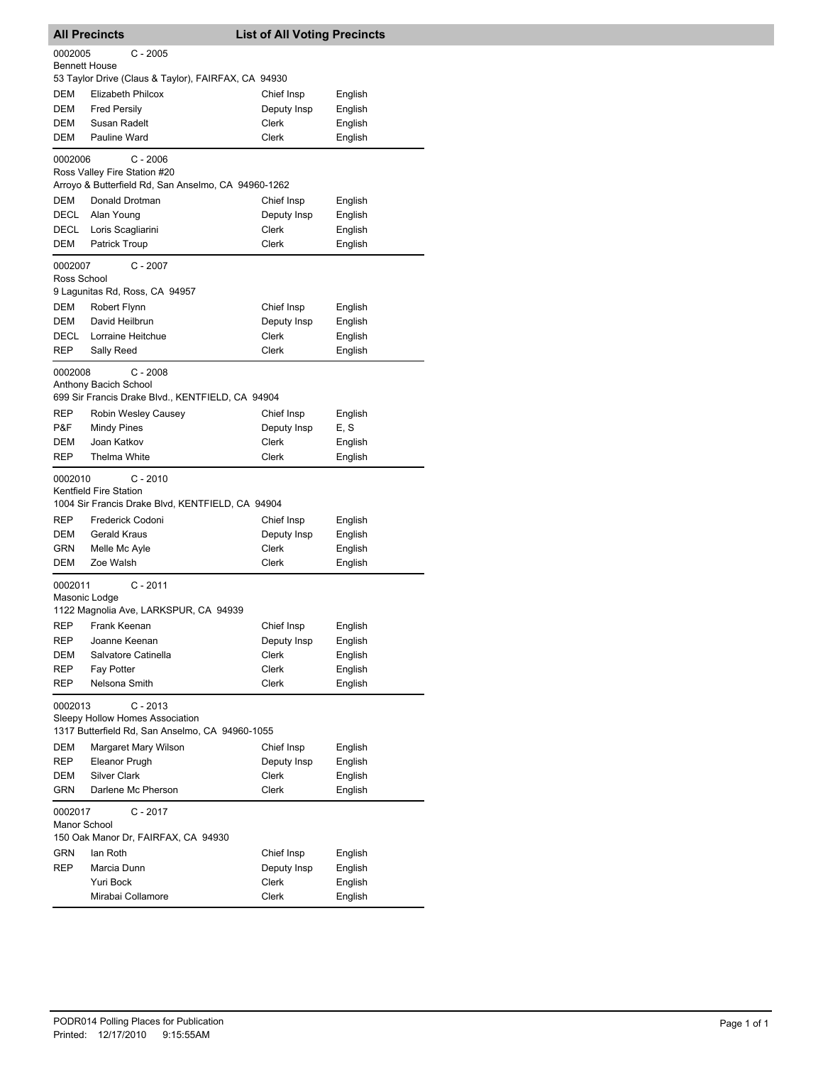## All Precincts — List of All Voting Precincts

**0002005** C - 2005
Bennett House
53 Taylor Drive (Claus & Taylor), FAIRFAX, CA 94930

| Party | Name | Position | Language |
|---|---|---|---|
| DEM | Elizabeth Philcox | Chief Insp | English |
| DEM | Fred Persily | Deputy Insp | English |
| DEM | Susan Radelt | Clerk | English |
| DEM | Pauline Ward | Clerk | English |

**0002006** C - 2006
Ross Valley Fire Station #20
Arroyo & Butterfield Rd, San Anselmo, CA 94960-1262

| Party | Name | Position | Language |
|---|---|---|---|
| DEM | Donald Drotman | Chief Insp | English |
| DECL | Alan Young | Deputy Insp | English |
| DECL | Loris Scagliarini | Clerk | English |
| DEM | Patrick Troup | Clerk | English |

**0002007** C - 2007
Ross School
9 Lagunitas Rd, Ross, CA 94957

| Party | Name | Position | Language |
|---|---|---|---|
| DEM | Robert Flynn | Chief Insp | English |
| DEM | David Heilbrun | Deputy Insp | English |
| DECL | Lorraine Heitchue | Clerk | English |
| REP | Sally Reed | Clerk | English |

**0002008** C - 2008
Anthony Bacich School
699 Sir Francis Drake Blvd., KENTFIELD, CA 94904

| Party | Name | Position | Language |
|---|---|---|---|
| REP | Robin Wesley Causey | Chief Insp | English |
| P&F | Mindy Pines | Deputy Insp | E, S |
| DEM | Joan Katkov | Clerk | English |
| REP | Thelma White | Clerk | English |

**0002010** C - 2010
Kentfield Fire Station
1004 Sir Francis Drake Blvd, KENTFIELD, CA 94904

| Party | Name | Position | Language |
|---|---|---|---|
| REP | Frederick Codoni | Chief Insp | English |
| DEM | Gerald Kraus | Deputy Insp | English |
| GRN | Melle Mc Ayle | Clerk | English |
| DEM | Zoe Walsh | Clerk | English |

**0002011** C - 2011
Masonic Lodge
1122 Magnolia Ave, LARKSPUR, CA 94939

| Party | Name | Position | Language |
|---|---|---|---|
| REP | Frank Keenan | Chief Insp | English |
| REP | Joanne Keenan | Deputy Insp | English |
| DEM | Salvatore Catinella | Clerk | English |
| REP | Fay Potter | Clerk | English |
| REP | Nelsona Smith | Clerk | English |

**0002013** C - 2013
Sleepy Hollow Homes Association
1317 Butterfield Rd, San Anselmo, CA 94960-1055

| Party | Name | Position | Language |
|---|---|---|---|
| DEM | Margaret Mary Wilson | Chief Insp | English |
| REP | Eleanor Prugh | Deputy Insp | English |
| DEM | Silver Clark | Clerk | English |
| GRN | Darlene Mc Pherson | Clerk | English |

**0002017** C - 2017
Manor School
150 Oak Manor Dr, FAIRFAX, CA 94930

| Party | Name | Position | Language |
|---|---|---|---|
| GRN | Ian Roth | Chief Insp | English |
| REP | Marcia Dunn | Deputy Insp | English |
| | Yuri Bock | Clerk | English |
| | Mirabai Collamore | Clerk | English |

PODR014 Polling Places for Publication
Printed: 12/17/2010 9:15:55AM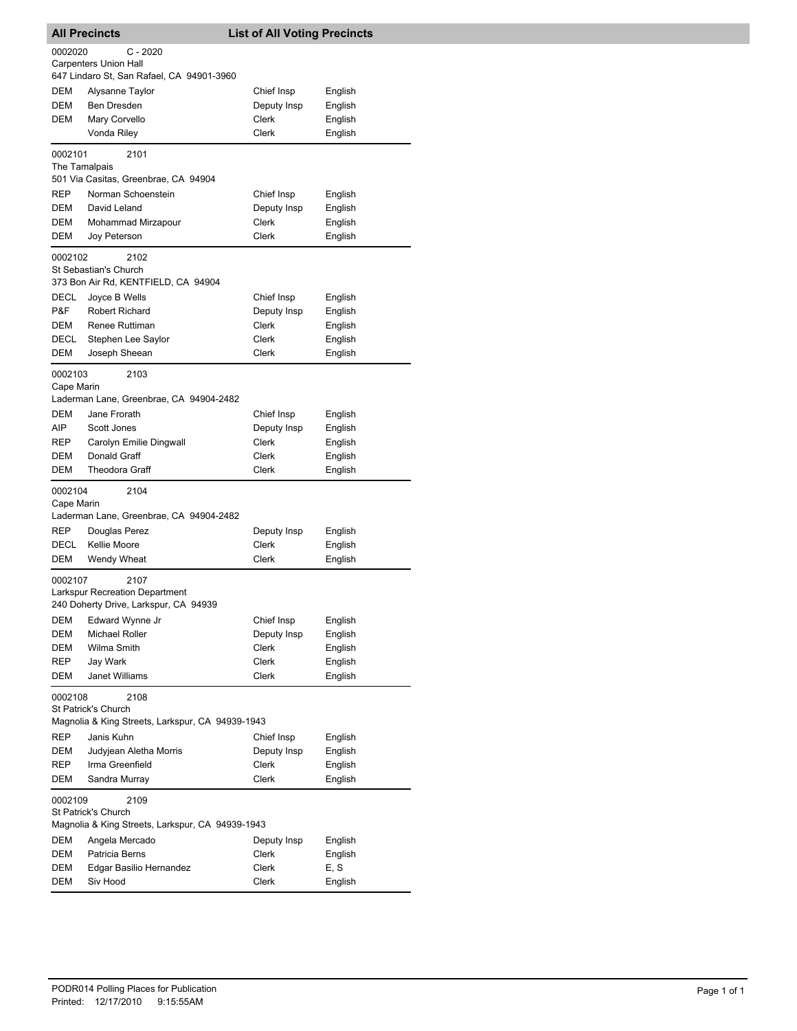## All Precincts — List of All Voting Precincts

**0002020 C - 2020**
Carpenters Union Hall
647 Lindaro St, San Rafael, CA 94901-3960

| | | | |
|---|---|---|---|
| DEM | Alysanne Taylor | Chief Insp | English |
| DEM | Ben Dresden | Deputy Insp | English |
| DEM | Mary Corvello | Clerk | English |
| | Vonda Riley | Clerk | English |

**0002101 2101**
The Tamalpais
501 Via Casitas, Greenbrae, CA 94904

| | | | |
|---|---|---|---|
| REP | Norman Schoenstein | Chief Insp | English |
| DEM | David Leland | Deputy Insp | English |
| DEM | Mohammad Mirzapour | Clerk | English |
| DEM | Joy Peterson | Clerk | English |

**0002102 2102**
St Sebastian's Church
373 Bon Air Rd, KENTFIELD, CA 94904

| | | | |
|---|---|---|---|
| DECL | Joyce B Wells | Chief Insp | English |
| P&F | Robert Richard | Deputy Insp | English |
| DEM | Renee Ruttiman | Clerk | English |
| DECL | Stephen Lee Saylor | Clerk | English |
| DEM | Joseph Sheean | Clerk | English |

**0002103 2103**
Cape Marin
Laderman Lane, Greenbrae, CA 94904-2482

| | | | |
|---|---|---|---|
| DEM | Jane Frorath | Chief Insp | English |
| AIP | Scott Jones | Deputy Insp | English |
| REP | Carolyn Emilie Dingwall | Clerk | English |
| DEM | Donald Graff | Clerk | English |
| DEM | Theodora Graff | Clerk | English |

**0002104 2104**
Cape Marin
Laderman Lane, Greenbrae, CA 94904-2482

| | | | |
|---|---|---|---|
| REP | Douglas Perez | Deputy Insp | English |
| DECL | Kellie Moore | Clerk | English |
| DEM | Wendy Wheat | Clerk | English |

**0002107 2107**
Larkspur Recreation Department
240 Doherty Drive, Larkspur, CA 94939

| | | | |
|---|---|---|---|
| DEM | Edward Wynne Jr | Chief Insp | English |
| DEM | Michael Roller | Deputy Insp | English |
| DEM | Wilma Smith | Clerk | English |
| REP | Jay Wark | Clerk | English |
| DEM | Janet Williams | Clerk | English |

**0002108 2108**
St Patrick's Church
Magnolia & King Streets, Larkspur, CA 94939-1943

| | | | |
|---|---|---|---|
| REP | Janis Kuhn | Chief Insp | English |
| DEM | Judyjean Aletha Morris | Deputy Insp | English |
| REP | Irma Greenfield | Clerk | English |
| DEM | Sandra Murray | Clerk | English |

**0002109 2109**
St Patrick's Church
Magnolia & King Streets, Larkspur, CA 94939-1943

| | | | |
|---|---|---|---|
| DEM | Angela Mercado | Deputy Insp | English |
| DEM | Patricia Berns | Clerk | English |
| DEM | Edgar Basilio Hernandez | Clerk | E, S |
| DEM | Siv Hood | Clerk | English |

PODR014 Polling Places for Publication
Printed: 12/17/2010 9:15:55AM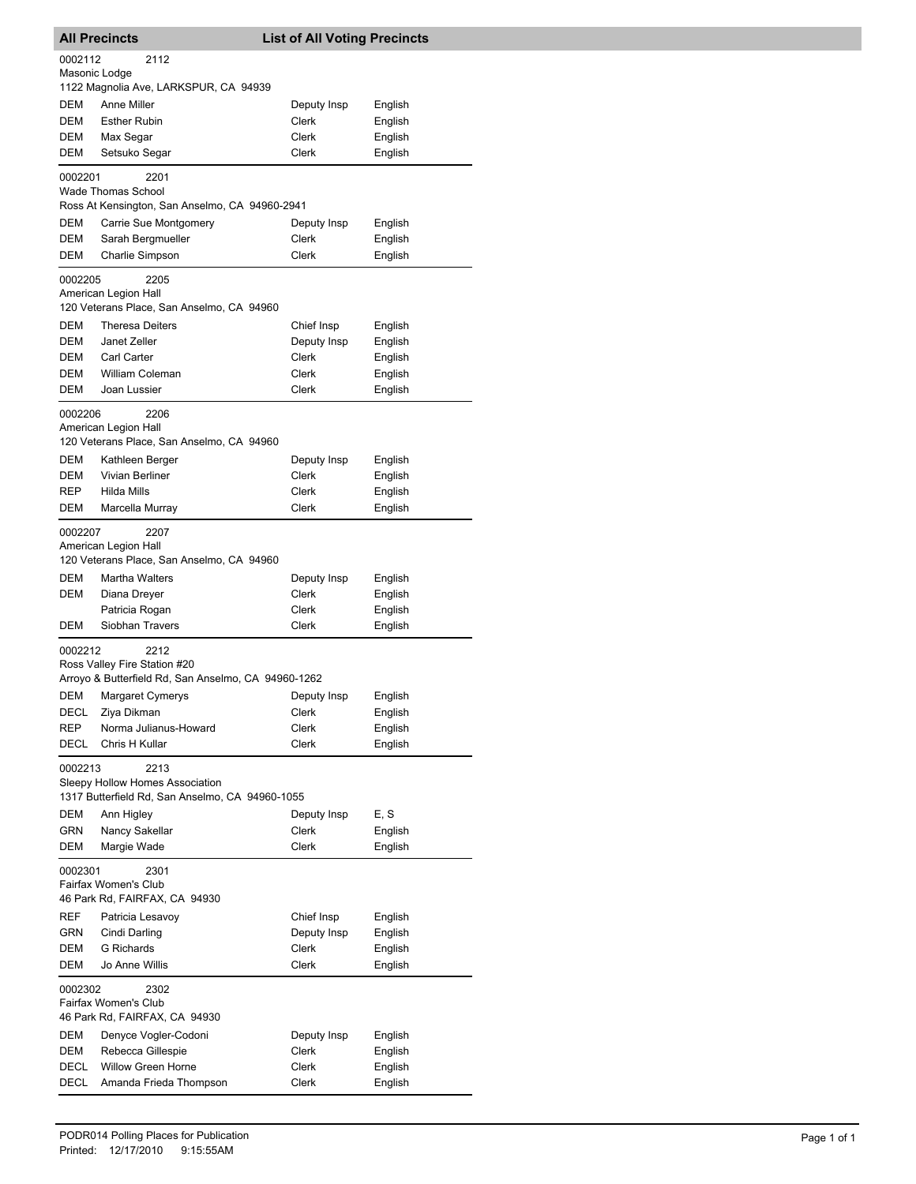**All Precincts — List of All Voting Precincts**

**0002112 — 2112**
Masonic Lodge
1122 Magnolia Ave, LARKSPUR, CA 94939

| | | | |
|---|---|---|---|
| DEM | Anne Miller | Deputy Insp | English |
| DEM | Esther Rubin | Clerk | English |
| DEM | Max Segar | Clerk | English |
| DEM | Setsuko Segar | Clerk | English |

**0002201 — 2201**
Wade Thomas School
Ross At Kensington, San Anselmo, CA 94960-2941

| | | | |
|---|---|---|---|
| DEM | Carrie Sue Montgomery | Deputy Insp | English |
| DEM | Sarah Bergmueller | Clerk | English |
| DEM | Charlie Simpson | Clerk | English |

**0002205 — 2205**
American Legion Hall
120 Veterans Place, San Anselmo, CA 94960

| | | | |
|---|---|---|---|
| DEM | Theresa Deiters | Chief Insp | English |
| DEM | Janet Zeller | Deputy Insp | English |
| DEM | Carl Carter | Clerk | English |
| DEM | William Coleman | Clerk | English |
| DEM | Joan Lussier | Clerk | English |

**0002206 — 2206**
American Legion Hall
120 Veterans Place, San Anselmo, CA 94960

| | | | |
|---|---|---|---|
| DEM | Kathleen Berger | Deputy Insp | English |
| DEM | Vivian Berliner | Clerk | English |
| REP | Hilda Mills | Clerk | English |
| DEM | Marcella Murray | Clerk | English |

**0002207 — 2207**
American Legion Hall
120 Veterans Place, San Anselmo, CA 94960

| | | | |
|---|---|---|---|
| DEM | Martha Walters | Deputy Insp | English |
| DEM | Diana Dreyer | Clerk | English |
| | Patricia Rogan | Clerk | English |
| DEM | Siobhan Travers | Clerk | English |

**0002212 — 2212**
Ross Valley Fire Station #20
Arroyo & Butterfield Rd, San Anselmo, CA 94960-1262

| | | | |
|---|---|---|---|
| DEM | Margaret Cymerys | Deputy Insp | English |
| DECL | Ziya Dikman | Clerk | English |
| REP | Norma Julianus-Howard | Clerk | English |
| DECL | Chris H Kullar | Clerk | English |

**0002213 — 2213**
Sleepy Hollow Homes Association
1317 Butterfield Rd, San Anselmo, CA 94960-1055

| | | | |
|---|---|---|---|
| DEM | Ann Higley | Deputy Insp | E, S |
| GRN | Nancy Sakellar | Clerk | English |
| DEM | Margie Wade | Clerk | English |

**0002301 — 2301**
Fairfax Women's Club
46 Park Rd, FAIRFAX, CA 94930

| | | | |
|---|---|---|---|
| REF | Patricia Lesavoy | Chief Insp | English |
| GRN | Cindi Darling | Deputy Insp | English |
| DEM | G Richards | Clerk | English |
| DEM | Jo Anne Willis | Clerk | English |

**0002302 — 2302**
Fairfax Women's Club
46 Park Rd, FAIRFAX, CA 94930

| | | | |
|---|---|---|---|
| DEM | Denyce Vogler-Codoni | Deputy Insp | English |
| DEM | Rebecca Gillespie | Clerk | English |
| DECL | Willow Green Horne | Clerk | English |
| DECL | Amanda Frieda Thompson | Clerk | English |

PODR014 Polling Places for Publication
Printed: 12/17/2010 9:15:55AM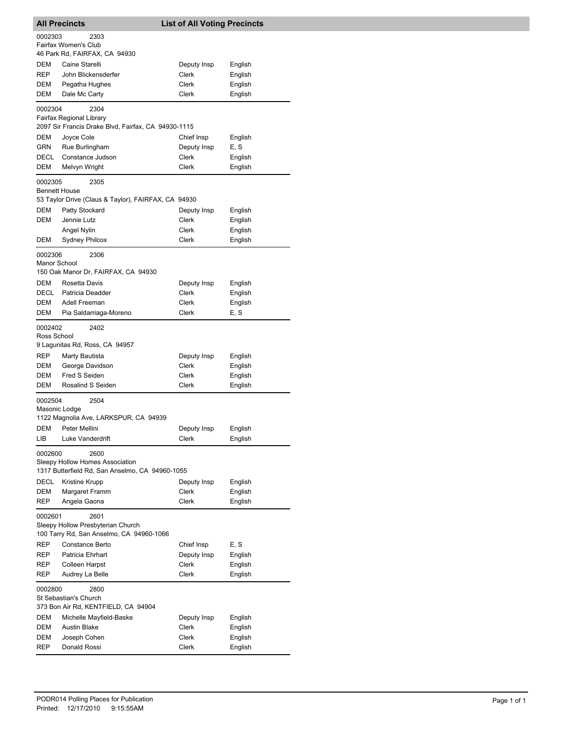## All Precincts — List of All Voting Precincts

**0002303** 2303
Fairfax Women's Club
46 Park Rd, FAIRFAX, CA 94930

| Party | Name | Position | Language |
|---|---|---|---|
| DEM | Caine Starelli | Deputy Insp | English |
| REP | John Blickensderfer | Clerk | English |
| DEM | Pegatha Hughes | Clerk | English |
| DEM | Dale Mc Carty | Clerk | English |

**0002304** 2304
Fairfax Regional Library
2097 Sir Francis Drake Blvd, Fairfax, CA 94930-1115

| Party | Name | Position | Language |
|---|---|---|---|
| DEM | Joyce Cole | Chief Insp | English |
| GRN | Rue Burlingham | Deputy Insp | E, S |
| DECL | Constance Judson | Clerk | English |
| DEM | Melvyn Wright | Clerk | English |

**0002305** 2305
Bennett House
53 Taylor Drive (Claus & Taylor), FAIRFAX, CA 94930

| Party | Name | Position | Language |
|---|---|---|---|
| DEM | Patty Stockard | Deputy Insp | English |
| DEM | Jennie Lutz | Clerk | English |
| | Angel Nylin | Clerk | English |
| DEM | Sydney Philcox | Clerk | English |

**0002306** 2306
Manor School
150 Oak Manor Dr, FAIRFAX, CA 94930

| Party | Name | Position | Language |
|---|---|---|---|
| DEM | Rosetta Davis | Deputy Insp | English |
| DECL | Patricia Deadder | Clerk | English |
| DEM | Adell Freeman | Clerk | English |
| DEM | Pia Saldarriaga-Moreno | Clerk | E, S |

**0002402** 2402
Ross School
9 Lagunitas Rd, Ross, CA 94957

| Party | Name | Position | Language |
|---|---|---|---|
| REP | Marty Bautista | Deputy Insp | English |
| DEM | George Davidson | Clerk | English |
| DEM | Fred S Seiden | Clerk | English |
| DEM | Rosalind S Seiden | Clerk | English |

**0002504** 2504
Masonic Lodge
1122 Magnolia Ave, LARKSPUR, CA 94939

| Party | Name | Position | Language |
|---|---|---|---|
| DEM | Peter Mellini | Deputy Insp | English |
| LIB | Luke Vanderdrift | Clerk | English |

**0002600** 2600
Sleepy Hollow Homes Association
1317 Butterfield Rd, San Anselmo, CA 94960-1055

| Party | Name | Position | Language |
|---|---|---|---|
| DECL | Kristine Krupp | Deputy Insp | English |
| DEM | Margaret Framm | Clerk | English |
| REP | Angela Gaona | Clerk | English |

**0002601** 2601
Sleepy Hollow Presbyterian Church
100 Tarry Rd, San Anselmo, CA 94960-1066

| Party | Name | Position | Language |
|---|---|---|---|
| REP | Constance Berto | Chief Insp | E, S |
| REP | Patricia Ehrhart | Deputy Insp | English |
| REP | Colleen Harpst | Clerk | English |
| REP | Audrey La Belle | Clerk | English |

**0002800** 2800
St Sebastian's Church
373 Bon Air Rd, KENTFIELD, CA 94904

| Party | Name | Position | Language |
|---|---|---|---|
| DEM | Michelle Mayfield-Baske | Deputy Insp | English |
| DEM | Austin Blake | Clerk | English |
| DEM | Joseph Cohen | Clerk | English |
| REP | Donald Rossi | Clerk | English |

PODR014 Polling Places for Publication
Printed: 12/17/2010 9:15:55AM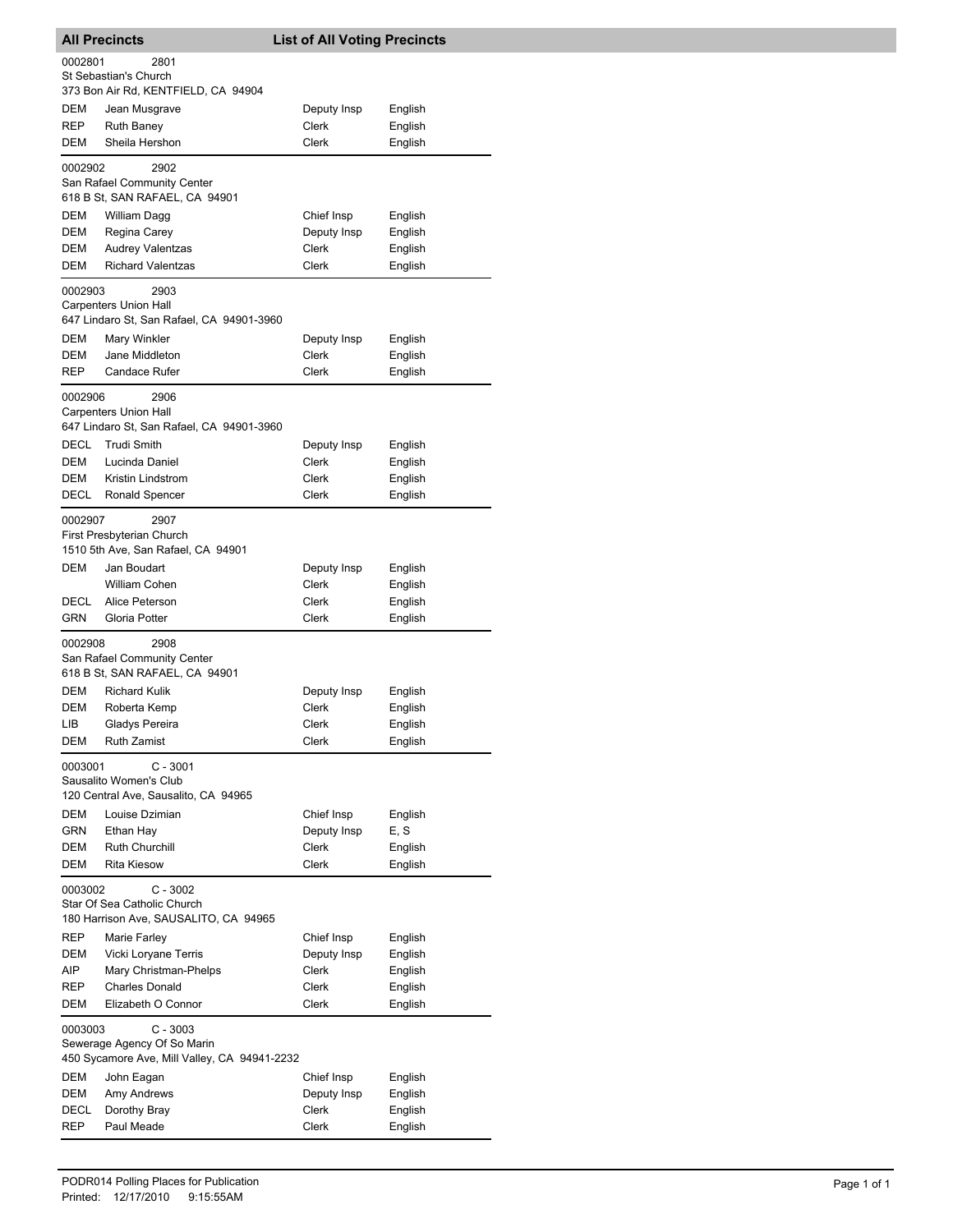**All Precincts** — **List of All Voting Precincts**

0002801 2801
St Sebastian's Church
373 Bon Air Rd, KENTFIELD, CA 94904

| | | | |
|---|---|---|---|
| DEM | Jean Musgrave | Deputy Insp | English |
| REP | Ruth Baney | Clerk | English |
| DEM | Sheila Hershon | Clerk | English |

0002902 2902
San Rafael Community Center
618 B St, SAN RAFAEL, CA 94901

| | | | |
|---|---|---|---|
| DEM | William Dagg | Chief Insp | English |
| DEM | Regina Carey | Deputy Insp | English |
| DEM | Audrey Valentzas | Clerk | English |
| DEM | Richard Valentzas | Clerk | English |

0002903 2903
Carpenters Union Hall
647 Lindaro St, San Rafael, CA 94901-3960

| | | | |
|---|---|---|---|
| DEM | Mary Winkler | Deputy Insp | English |
| DEM | Jane Middleton | Clerk | English |
| REP | Candace Rufer | Clerk | English |

0002906 2906
Carpenters Union Hall
647 Lindaro St, San Rafael, CA 94901-3960

| | | | |
|---|---|---|---|
| DECL | Trudi Smith | Deputy Insp | English |
| DEM | Lucinda Daniel | Clerk | English |
| DEM | Kristin Lindstrom | Clerk | English |
| DECL | Ronald Spencer | Clerk | English |

0002907 2907
First Presbyterian Church
1510 5th Ave, San Rafael, CA 94901

| | | | |
|---|---|---|---|
| DEM | Jan Boudart | Deputy Insp | English |
| | William Cohen | Clerk | English |
| DECL | Alice Peterson | Clerk | English |
| GRN | Gloria Potter | Clerk | English |

0002908 2908
San Rafael Community Center
618 B St, SAN RAFAEL, CA 94901

| | | | |
|---|---|---|---|
| DEM | Richard Kulik | Deputy Insp | English |
| DEM | Roberta Kemp | Clerk | English |
| LIB | Gladys Pereira | Clerk | English |
| DEM | Ruth Zamist | Clerk | English |

0003001 C - 3001
Sausalito Women's Club
120 Central Ave, Sausalito, CA 94965

| | | | |
|---|---|---|---|
| DEM | Louise Dzimian | Chief Insp | English |
| GRN | Ethan Hay | Deputy Insp | E, S |
| DEM | Ruth Churchill | Clerk | English |
| DEM | Rita Kiesow | Clerk | English |

0003002 C - 3002
Star Of Sea Catholic Church
180 Harrison Ave, SAUSALITO, CA 94965

| | | | |
|---|---|---|---|
| REP | Marie Farley | Chief Insp | English |
| DEM | Vicki Loryane Terris | Deputy Insp | English |
| AIP | Mary Christman-Phelps | Clerk | English |
| REP | Charles Donald | Clerk | English |
| DEM | Elizabeth O Connor | Clerk | English |

0003003 C - 3003
Sewerage Agency Of So Marin
450 Sycamore Ave, Mill Valley, CA 94941-2232

| | | | |
|---|---|---|---|
| DEM | John Eagan | Chief Insp | English |
| DEM | Amy Andrews | Deputy Insp | English |
| DECL | Dorothy Bray | Clerk | English |
| REP | Paul Meade | Clerk | English |

PODR014 Polling Places for Publication
Printed: 12/17/2010 9:15:55AM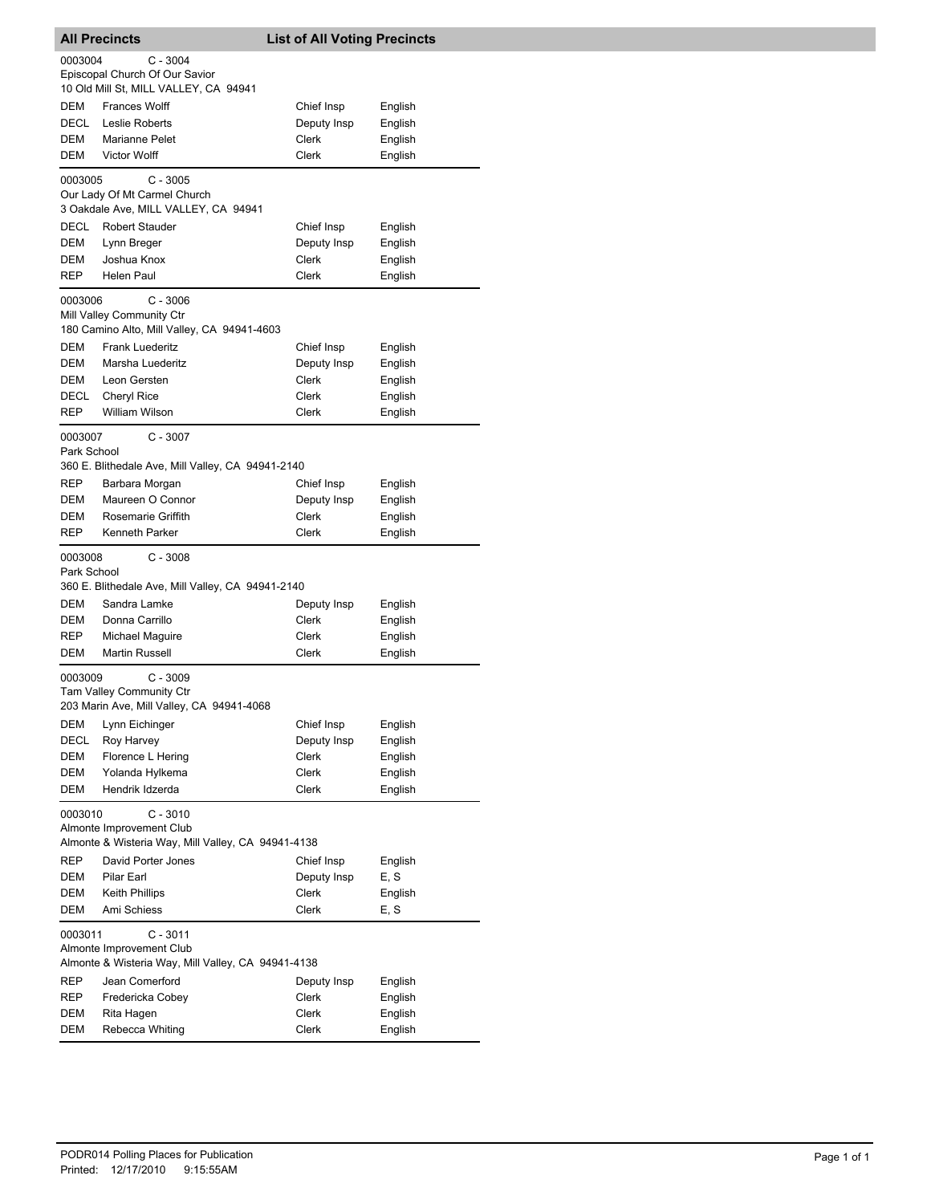## All Precincts — List of All Voting Precincts

**0003004** C - 3004
Episcopal Church Of Our Savior
10 Old Mill St, MILL VALLEY, CA 94941

| Party | Name | Position | Language |
|---|---|---|---|
| DEM | Frances Wolff | Chief Insp | English |
| DECL | Leslie Roberts | Deputy Insp | English |
| DEM | Marianne Pelet | Clerk | English |
| DEM | Victor Wolff | Clerk | English |

**0003005** C - 3005
Our Lady Of Mt Carmel Church
3 Oakdale Ave, MILL VALLEY, CA 94941

| Party | Name | Position | Language |
|---|---|---|---|
| DECL | Robert Stauder | Chief Insp | English |
| DEM | Lynn Breger | Deputy Insp | English |
| DEM | Joshua Knox | Clerk | English |
| REP | Helen Paul | Clerk | English |

**0003006** C - 3006
Mill Valley Community Ctr
180 Camino Alto, Mill Valley, CA 94941-4603

| Party | Name | Position | Language |
|---|---|---|---|
| DEM | Frank Luederitz | Chief Insp | English |
| DEM | Marsha Luederitz | Deputy Insp | English |
| DEM | Leon Gersten | Clerk | English |
| DECL | Cheryl Rice | Clerk | English |
| REP | William Wilson | Clerk | English |

**0003007** C - 3007
Park School
360 E. Blithedale Ave, Mill Valley, CA 94941-2140

| Party | Name | Position | Language |
|---|---|---|---|
| REP | Barbara Morgan | Chief Insp | English |
| DEM | Maureen O Connor | Deputy Insp | English |
| DEM | Rosemarie Griffith | Clerk | English |
| REP | Kenneth Parker | Clerk | English |

**0003008** C - 3008
Park School
360 E. Blithedale Ave, Mill Valley, CA 94941-2140

| Party | Name | Position | Language |
|---|---|---|---|
| DEM | Sandra Lamke | Deputy Insp | English |
| DEM | Donna Carrillo | Clerk | English |
| REP | Michael Maguire | Clerk | English |
| DEM | Martin Russell | Clerk | English |

**0003009** C - 3009
Tam Valley Community Ctr
203 Marin Ave, Mill Valley, CA 94941-4068

| Party | Name | Position | Language |
|---|---|---|---|
| DEM | Lynn Eichinger | Chief Insp | English |
| DECL | Roy Harvey | Deputy Insp | English |
| DEM | Florence L Hering | Clerk | English |
| DEM | Yolanda Hylkema | Clerk | English |
| DEM | Hendrik Idzerda | Clerk | English |

**0003010** C - 3010
Almonte Improvement Club
Almonte & Wisteria Way, Mill Valley, CA 94941-4138

| Party | Name | Position | Language |
|---|---|---|---|
| REP | David Porter Jones | Chief Insp | English |
| DEM | Pilar Earl | Deputy Insp | E, S |
| DEM | Keith Phillips | Clerk | English |
| DEM | Ami Schiess | Clerk | E, S |

**0003011** C - 3011
Almonte Improvement Club
Almonte & Wisteria Way, Mill Valley, CA 94941-4138

| Party | Name | Position | Language |
|---|---|---|---|
| REP | Jean Comerford | Deputy Insp | English |
| REP | Fredericka Cobey | Clerk | English |
| DEM | Rita Hagen | Clerk | English |
| DEM | Rebecca Whiting | Clerk | English |

PODR014 Polling Places for Publication
Printed: 12/17/2010 9:15:55AM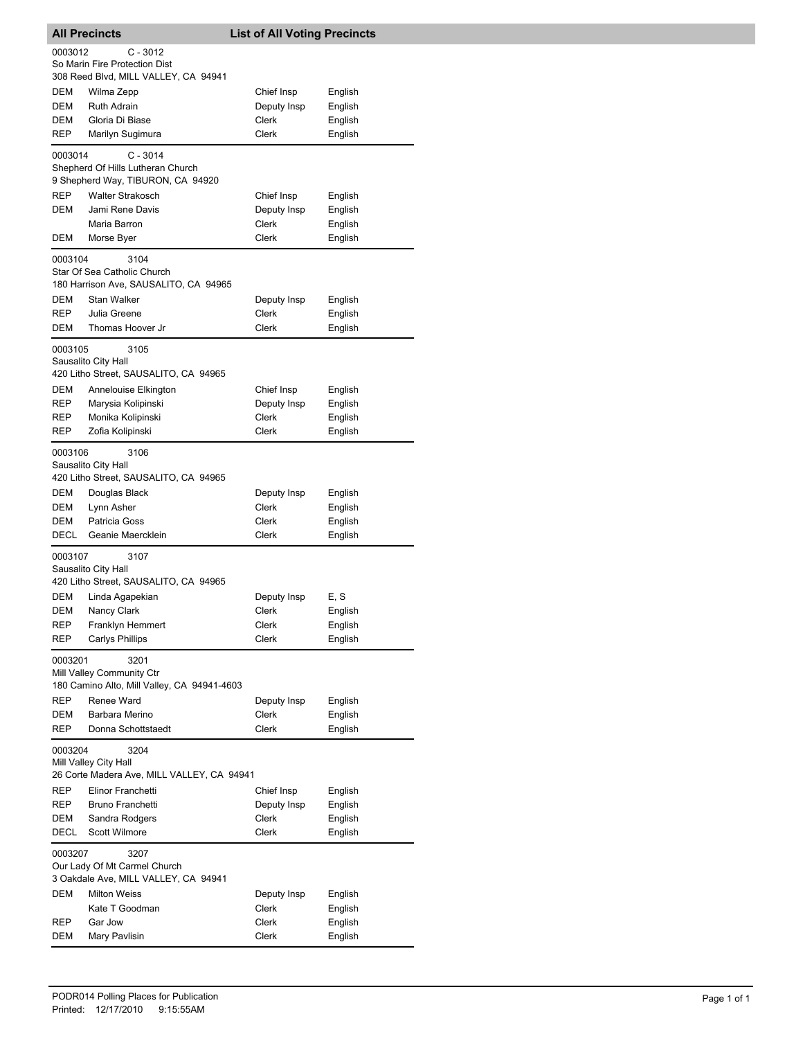## All Precincts — List of All Voting Precincts

**0003012** C - 3012
So Marin Fire Protection Dist
308 Reed Blvd, MILL VALLEY, CA 94941

| Party | Name | Position | Language |
|---|---|---|---|
| DEM | Wilma Zepp | Chief Insp | English |
| DEM | Ruth Adrain | Deputy Insp | English |
| DEM | Gloria Di Biase | Clerk | English |
| REP | Marilyn Sugimura | Clerk | English |

**0003014** C - 3014
Shepherd Of Hills Lutheran Church
9 Shepherd Way, TIBURON, CA 94920

| Party | Name | Position | Language |
|---|---|---|---|
| REP | Walter Strakosch | Chief Insp | English |
| DEM | Jami Rene Davis | Deputy Insp | English |
| | Maria Barron | Clerk | English |
| DEM | Morse Byer | Clerk | English |

**0003104** 3104
Star Of Sea Catholic Church
180 Harrison Ave, SAUSALITO, CA 94965

| Party | Name | Position | Language |
|---|---|---|---|
| DEM | Stan Walker | Deputy Insp | English |
| REP | Julia Greene | Clerk | English |
| DEM | Thomas Hoover Jr | Clerk | English |

**0003105** 3105
Sausalito City Hall
420 Litho Street, SAUSALITO, CA 94965

| Party | Name | Position | Language |
|---|---|---|---|
| DEM | Annelouise Elkington | Chief Insp | English |
| REP | Marysia Kolipinski | Deputy Insp | English |
| REP | Monika Kolipinski | Clerk | English |
| REP | Zofia Kolipinski | Clerk | English |

**0003106** 3106
Sausalito City Hall
420 Litho Street, SAUSALITO, CA 94965

| Party | Name | Position | Language |
|---|---|---|---|
| DEM | Douglas Black | Deputy Insp | English |
| DEM | Lynn Asher | Clerk | English |
| DEM | Patricia Goss | Clerk | English |
| DECL | Geanie Maercklein | Clerk | English |

**0003107** 3107
Sausalito City Hall
420 Litho Street, SAUSALITO, CA 94965

| Party | Name | Position | Language |
|---|---|---|---|
| DEM | Linda Agapekian | Deputy Insp | E, S |
| DEM | Nancy Clark | Clerk | English |
| REP | Franklyn Hemmert | Clerk | English |
| REP | Carlys Phillips | Clerk | English |

**0003201** 3201
Mill Valley Community Ctr
180 Camino Alto, Mill Valley, CA 94941-4603

| Party | Name | Position | Language |
|---|---|---|---|
| REP | Renee Ward | Deputy Insp | English |
| DEM | Barbara Merino | Clerk | English |
| REP | Donna Schottstaedt | Clerk | English |

**0003204** 3204
Mill Valley City Hall
26 Corte Madera Ave, MILL VALLEY, CA 94941

| Party | Name | Position | Language |
|---|---|---|---|
| REP | Elinor Franchetti | Chief Insp | English |
| REP | Bruno Franchetti | Deputy Insp | English |
| DEM | Sandra Rodgers | Clerk | English |
| DECL | Scott Wilmore | Clerk | English |

**0003207** 3207
Our Lady Of Mt Carmel Church
3 Oakdale Ave, MILL VALLEY, CA 94941

| Party | Name | Position | Language |
|---|---|---|---|
| DEM | Milton Weiss | Deputy Insp | English |
| | Kate T Goodman | Clerk | English |
| REP | Gar Jow | Clerk | English |
| DEM | Mary Pavlisin | Clerk | English |

PODR014 Polling Places for Publication
Printed: 12/17/2010 9:15:55AM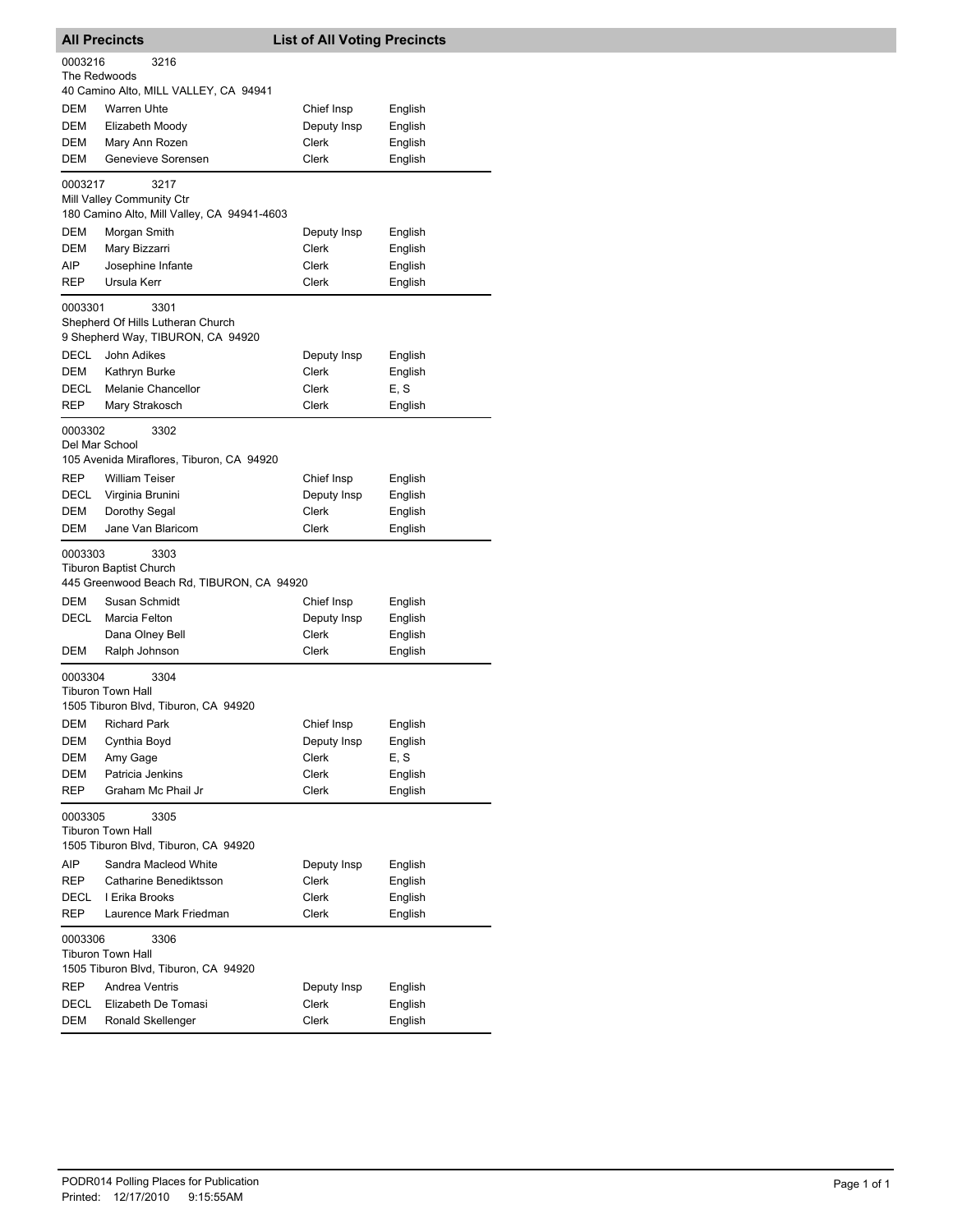## All Precincts — List of All Voting Precincts

**0003216** 3216
The Redwoods
40 Camino Alto, MILL VALLEY, CA 94941

| Party | Name | Position | Language |
|---|---|---|---|
| DEM | Warren Uhte | Chief Insp | English |
| DEM | Elizabeth Moody | Deputy Insp | English |
| DEM | Mary Ann Rozen | Clerk | English |
| DEM | Genevieve Sorensen | Clerk | English |

**0003217** 3217
Mill Valley Community Ctr
180 Camino Alto, Mill Valley, CA 94941-4603

| Party | Name | Position | Language |
|---|---|---|---|
| DEM | Morgan Smith | Deputy Insp | English |
| DEM | Mary Bizzarri | Clerk | English |
| AIP | Josephine Infante | Clerk | English |
| REP | Ursula Kerr | Clerk | English |

**0003301** 3301
Shepherd Of Hills Lutheran Church
9 Shepherd Way, TIBURON, CA 94920

| Party | Name | Position | Language |
|---|---|---|---|
| DECL | John Adikes | Deputy Insp | English |
| DEM | Kathryn Burke | Clerk | English |
| DECL | Melanie Chancellor | Clerk | E, S |
| REP | Mary Strakosch | Clerk | English |

**0003302** 3302
Del Mar School
105 Avenida Miraflores, Tiburon, CA 94920

| Party | Name | Position | Language |
|---|---|---|---|
| REP | William Teiser | Chief Insp | English |
| DECL | Virginia Brunini | Deputy Insp | English |
| DEM | Dorothy Segal | Clerk | English |
| DEM | Jane Van Blaricom | Clerk | English |

**0003303** 3303
Tiburon Baptist Church
445 Greenwood Beach Rd, TIBURON, CA 94920

| Party | Name | Position | Language |
|---|---|---|---|
| DEM | Susan Schmidt | Chief Insp | English |
| DECL | Marcia Felton | Deputy Insp | English |
| | Dana Olney Bell | Clerk | English |
| DEM | Ralph Johnson | Clerk | English |

**0003304** 3304
Tiburon Town Hall
1505 Tiburon Blvd, Tiburon, CA 94920

| Party | Name | Position | Language |
|---|---|---|---|
| DEM | Richard Park | Chief Insp | English |
| DEM | Cynthia Boyd | Deputy Insp | English |
| DEM | Amy Gage | Clerk | E, S |
| DEM | Patricia Jenkins | Clerk | English |
| REP | Graham Mc Phail Jr | Clerk | English |

**0003305** 3305
Tiburon Town Hall
1505 Tiburon Blvd, Tiburon, CA 94920

| Party | Name | Position | Language |
|---|---|---|---|
| AIP | Sandra Macleod White | Deputy Insp | English |
| REP | Catharine Benediktsson | Clerk | English |
| DECL | I Erika Brooks | Clerk | English |
| REP | Laurence Mark Friedman | Clerk | English |

**0003306** 3306
Tiburon Town Hall
1505 Tiburon Blvd, Tiburon, CA 94920

| Party | Name | Position | Language |
|---|---|---|---|
| REP | Andrea Ventris | Deputy Insp | English |
| DECL | Elizabeth De Tomasi | Clerk | English |
| DEM | Ronald Skellenger | Clerk | English |

PODR014 Polling Places for Publication
Printed: 12/17/2010 9:15:55AM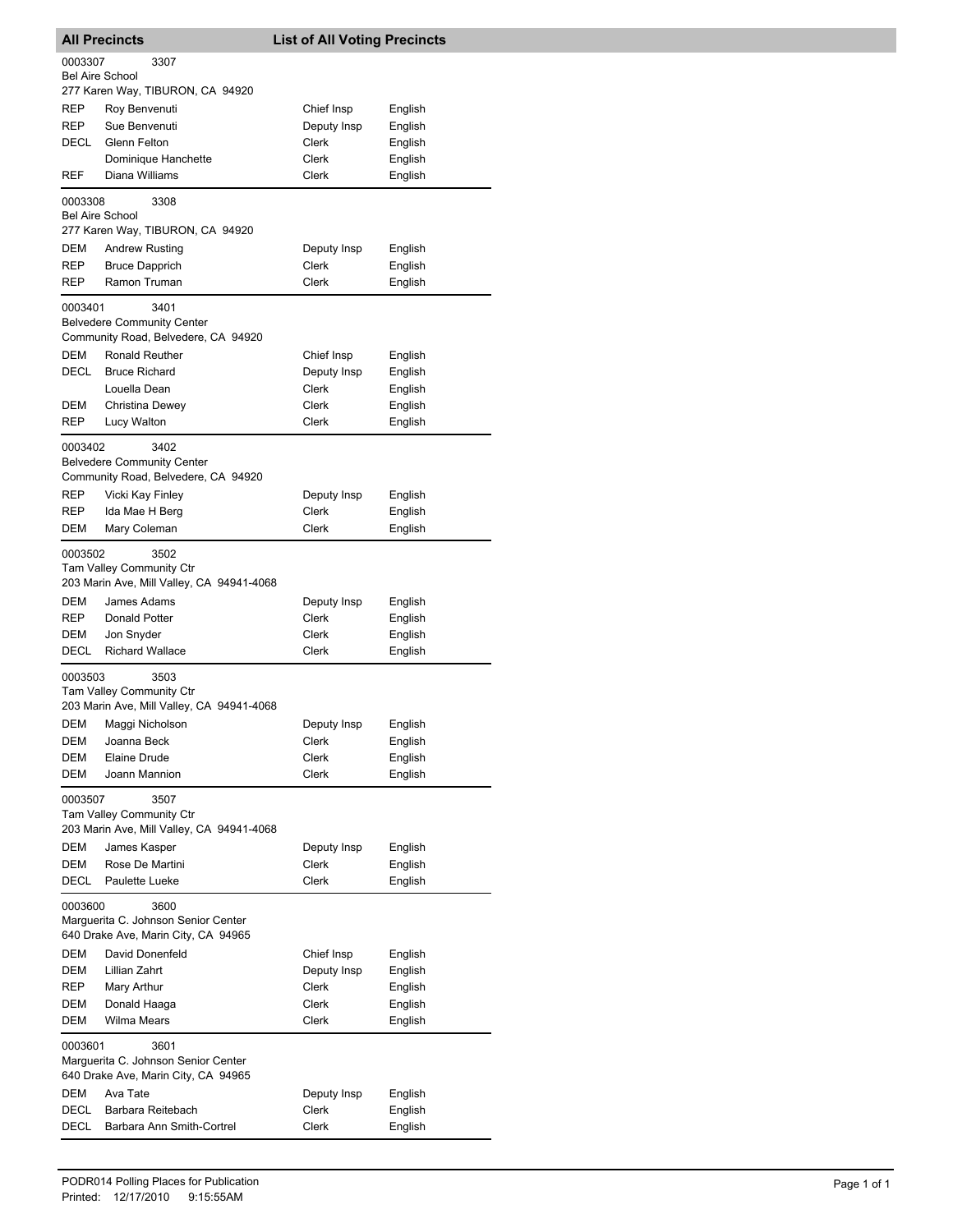## All Precincts — List of All Voting Precincts

**0003307** 3307
Bel Aire School
277 Karen Way, TIBURON, CA 94920

| | | | |
|---|---|---|---|
| REP | Roy Benvenuti | Chief Insp | English |
| REP | Sue Benvenuti | Deputy Insp | English |
| DECL | Glenn Felton | Clerk | English |
| | Dominique Hanchette | Clerk | English |
| REF | Diana Williams | Clerk | English |

**0003308** 3308
Bel Aire School
277 Karen Way, TIBURON, CA 94920

| | | | |
|---|---|---|---|
| DEM | Andrew Rusting | Deputy Insp | English |
| REP | Bruce Dapprich | Clerk | English |
| REP | Ramon Truman | Clerk | English |

**0003401** 3401
Belvedere Community Center
Community Road, Belvedere, CA 94920

| | | | |
|---|---|---|---|
| DEM | Ronald Reuther | Chief Insp | English |
| DECL | Bruce Richard | Deputy Insp | English |
| | Louella Dean | Clerk | English |
| DEM | Christina Dewey | Clerk | English |
| REP | Lucy Walton | Clerk | English |

**0003402** 3402
Belvedere Community Center
Community Road, Belvedere, CA 94920

| | | | |
|---|---|---|---|
| REP | Vicki Kay Finley | Deputy Insp | English |
| REP | Ida Mae H Berg | Clerk | English |
| DEM | Mary Coleman | Clerk | English |

**0003502** 3502
Tam Valley Community Ctr
203 Marin Ave, Mill Valley, CA 94941-4068

| | | | |
|---|---|---|---|
| DEM | James Adams | Deputy Insp | English |
| REP | Donald Potter | Clerk | English |
| DEM | Jon Snyder | Clerk | English |
| DECL | Richard Wallace | Clerk | English |

**0003503** 3503
Tam Valley Community Ctr
203 Marin Ave, Mill Valley, CA 94941-4068

| | | | |
|---|---|---|---|
| DEM | Maggi Nicholson | Deputy Insp | English |
| DEM | Joanna Beck | Clerk | English |
| DEM | Elaine Drude | Clerk | English |
| DEM | Joann Mannion | Clerk | English |

**0003507** 3507
Tam Valley Community Ctr
203 Marin Ave, Mill Valley, CA 94941-4068

| | | | |
|---|---|---|---|
| DEM | James Kasper | Deputy Insp | English |
| DEM | Rose De Martini | Clerk | English |
| DECL | Paulette Lueke | Clerk | English |

**0003600** 3600
Marguerita C. Johnson Senior Center
640 Drake Ave, Marin City, CA 94965

| | | | |
|---|---|---|---|
| DEM | David Donenfeld | Chief Insp | English |
| DEM | Lillian Zahrt | Deputy Insp | English |
| REP | Mary Arthur | Clerk | English |
| DEM | Donald Haaga | Clerk | English |
| DEM | Wilma Mears | Clerk | English |

**0003601** 3601
Marguerita C. Johnson Senior Center
640 Drake Ave, Marin City, CA 94965

| | | | |
|---|---|---|---|
| DEM | Ava Tate | Deputy Insp | English |
| DECL | Barbara Reitebach | Clerk | English |
| DECL | Barbara Ann Smith-Cortrel | Clerk | English |

PODR014 Polling Places for Publication
Printed: 12/17/2010 9:15:55AM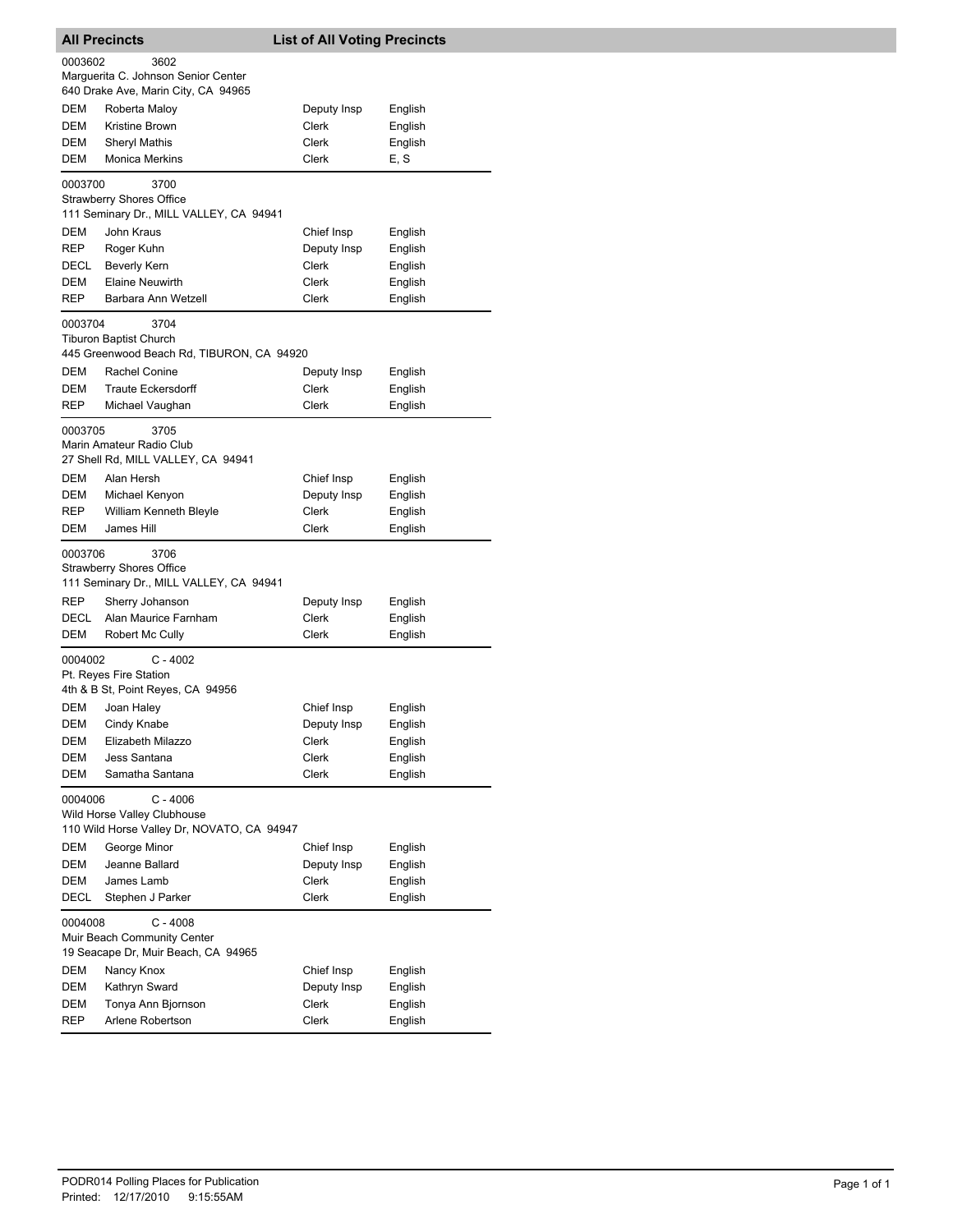## All Precincts — List of All Voting Precincts

**0003602** 3602
Marguerita C. Johnson Senior Center
640 Drake Ave, Marin City, CA 94965

| | | | |
|---|---|---|---|
| DEM | Roberta Maloy | Deputy Insp | English |
| DEM | Kristine Brown | Clerk | English |
| DEM | Sheryl Mathis | Clerk | English |
| DEM | Monica Merkins | Clerk | E, S |

**0003700** 3700
Strawberry Shores Office
111 Seminary Dr., MILL VALLEY, CA 94941

| | | | |
|---|---|---|---|
| DEM | John Kraus | Chief Insp | English |
| REP | Roger Kuhn | Deputy Insp | English |
| DECL | Beverly Kern | Clerk | English |
| DEM | Elaine Neuwirth | Clerk | English |
| REP | Barbara Ann Wetzell | Clerk | English |

**0003704** 3704
Tiburon Baptist Church
445 Greenwood Beach Rd, TIBURON, CA 94920

| | | | |
|---|---|---|---|
| DEM | Rachel Conine | Deputy Insp | English |
| DEM | Traute Eckersdorff | Clerk | English |
| REP | Michael Vaughan | Clerk | English |

**0003705** 3705
Marin Amateur Radio Club
27 Shell Rd, MILL VALLEY, CA 94941

| | | | |
|---|---|---|---|
| DEM | Alan Hersh | Chief Insp | English |
| DEM | Michael Kenyon | Deputy Insp | English |
| REP | William Kenneth Bleyle | Clerk | English |
| DEM | James Hill | Clerk | English |

**0003706** 3706
Strawberry Shores Office
111 Seminary Dr., MILL VALLEY, CA 94941

| | | | |
|---|---|---|---|
| REP | Sherry Johanson | Deputy Insp | English |
| DECL | Alan Maurice Farnham | Clerk | English |
| DEM | Robert Mc Cully | Clerk | English |

**0004002** C - 4002
Pt. Reyes Fire Station
4th & B St, Point Reyes, CA 94956

| | | | |
|---|---|---|---|
| DEM | Joan Haley | Chief Insp | English |
| DEM | Cindy Knabe | Deputy Insp | English |
| DEM | Elizabeth Milazzo | Clerk | English |
| DEM | Jess Santana | Clerk | English |
| DEM | Samatha Santana | Clerk | English |

**0004006** C - 4006
Wild Horse Valley Clubhouse
110 Wild Horse Valley Dr, NOVATO, CA 94947

| | | | |
|---|---|---|---|
| DEM | George Minor | Chief Insp | English |
| DEM | Jeanne Ballard | Deputy Insp | English |
| DEM | James Lamb | Clerk | English |
| DECL | Stephen J Parker | Clerk | English |

**0004008** C - 4008
Muir Beach Community Center
19 Seacape Dr, Muir Beach, CA 94965

| | | | |
|---|---|---|---|
| DEM | Nancy Knox | Chief Insp | English |
| DEM | Kathryn Sward | Deputy Insp | English |
| DEM | Tonya Ann Bjornson | Clerk | English |
| REP | Arlene Robertson | Clerk | English |

PODR014 Polling Places for Publication
Printed: 12/17/2010 9:15:55AM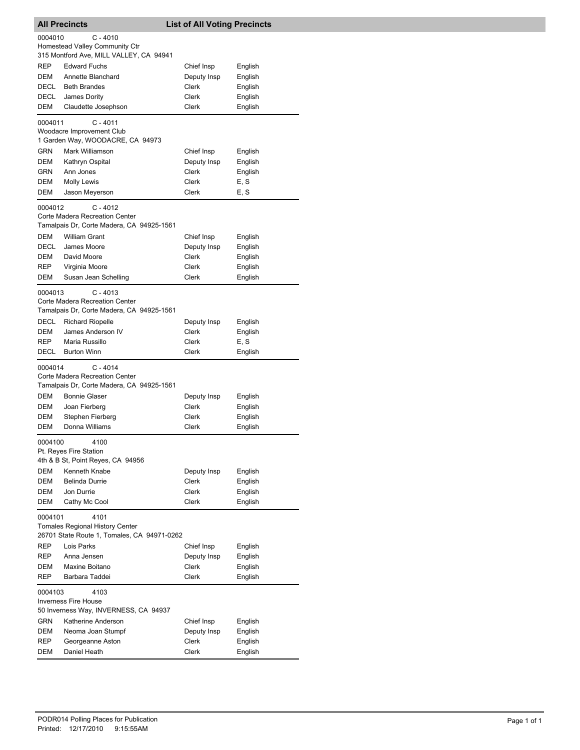## All Precincts — List of All Voting Precincts

**0004010 — C - 4010**
Homestead Valley Community Ctr
315 Montford Ave, MILL VALLEY, CA 94941

| Party | Name | Position | Language |
|---|---|---|---|
| REP | Edward Fuchs | Chief Insp | English |
| DEM | Annette Blanchard | Deputy Insp | English |
| DECL | Beth Brandes | Clerk | English |
| DECL | James Dority | Clerk | English |
| DEM | Claudette Josephson | Clerk | English |

**0004011 — C - 4011**
Woodacre Improvement Club
1 Garden Way, WOODACRE, CA 94973

| Party | Name | Position | Language |
|---|---|---|---|
| GRN | Mark Williamson | Chief Insp | English |
| DEM | Kathryn Ospital | Deputy Insp | English |
| GRN | Ann Jones | Clerk | English |
| DEM | Molly Lewis | Clerk | E, S |
| DEM | Jason Meyerson | Clerk | E, S |

**0004012 — C - 4012**
Corte Madera Recreation Center
Tamalpais Dr, Corte Madera, CA 94925-1561

| Party | Name | Position | Language |
|---|---|---|---|
| DEM | William Grant | Chief Insp | English |
| DECL | James Moore | Deputy Insp | English |
| DEM | David Moore | Clerk | English |
| REP | Virginia Moore | Clerk | English |
| DEM | Susan Jean Schelling | Clerk | English |

**0004013 — C - 4013**
Corte Madera Recreation Center
Tamalpais Dr, Corte Madera, CA 94925-1561

| Party | Name | Position | Language |
|---|---|---|---|
| DECL | Richard Riopelle | Deputy Insp | English |
| DEM | James Anderson IV | Clerk | English |
| REP | Maria Russillo | Clerk | E, S |
| DECL | Burton Winn | Clerk | English |

**0004014 — C - 4014**
Corte Madera Recreation Center
Tamalpais Dr, Corte Madera, CA 94925-1561

| Party | Name | Position | Language |
|---|---|---|---|
| DEM | Bonnie Glaser | Deputy Insp | English |
| DEM | Joan Fierberg | Clerk | English |
| DEM | Stephen Fierberg | Clerk | English |
| DEM | Donna Williams | Clerk | English |

**0004100 — 4100**
Pt. Reyes Fire Station
4th & B St, Point Reyes, CA 94956

| Party | Name | Position | Language |
|---|---|---|---|
| DEM | Kenneth Knabe | Deputy Insp | English |
| DEM | Belinda Durrie | Clerk | English |
| DEM | Jon Durrie | Clerk | English |
| DEM | Cathy Mc Cool | Clerk | English |

**0004101 — 4101**
Tomales Regional History Center
26701 State Route 1, Tomales, CA 94971-0262

| Party | Name | Position | Language |
|---|---|---|---|
| REP | Lois Parks | Chief Insp | English |
| REP | Anna Jensen | Deputy Insp | English |
| DEM | Maxine Boitano | Clerk | English |
| REP | Barbara Taddei | Clerk | English |

**0004103 — 4103**
Inverness Fire House
50 Inverness Way, INVERNESS, CA 94937

| Party | Name | Position | Language |
|---|---|---|---|
| GRN | Katherine Anderson | Chief Insp | English |
| DEM | Neoma Joan Stumpf | Deputy Insp | English |
| REP | Georgeanne Aston | Clerk | English |
| DEM | Daniel Heath | Clerk | English |

PODR014 Polling Places for Publication
Printed: 12/17/2010 9:15:55AM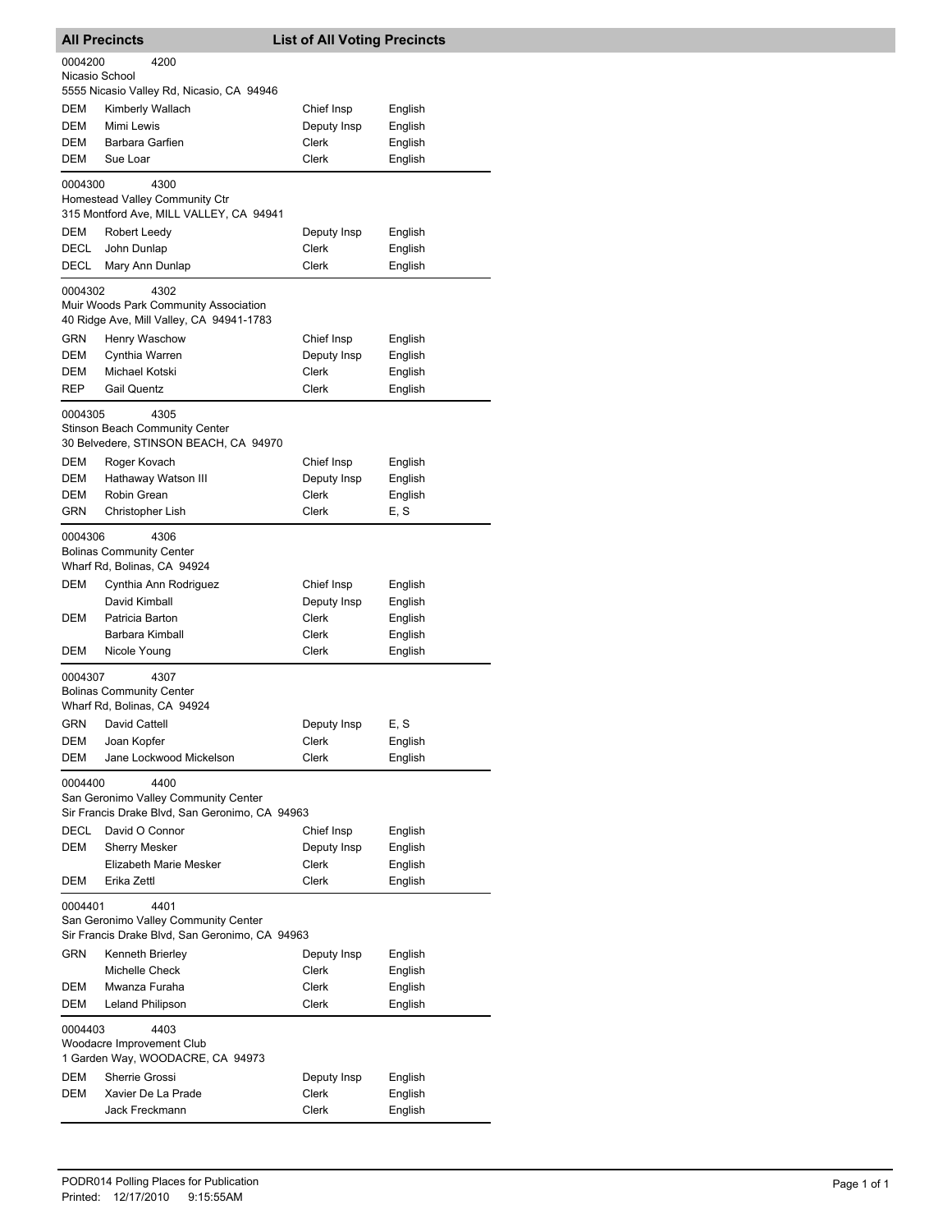## All Precincts — List of All Voting Precincts

**0004200** 4200
Nicasio School
5555 Nicasio Valley Rd, Nicasio, CA 94946

| Party | Name | Position | Language |
|---|---|---|---|
| DEM | Kimberly Wallach | Chief Insp | English |
| DEM | Mimi Lewis | Deputy Insp | English |
| DEM | Barbara Garfien | Clerk | English |
| DEM | Sue Loar | Clerk | English |

**0004300** 4300
Homestead Valley Community Ctr
315 Montford Ave, MILL VALLEY, CA 94941

| Party | Name | Position | Language |
|---|---|---|---|
| DEM | Robert Leedy | Deputy Insp | English |
| DECL | John Dunlap | Clerk | English |
| DECL | Mary Ann Dunlap | Clerk | English |

**0004302** 4302
Muir Woods Park Community Association
40 Ridge Ave, Mill Valley, CA 94941-1783

| Party | Name | Position | Language |
|---|---|---|---|
| GRN | Henry Waschow | Chief Insp | English |
| DEM | Cynthia Warren | Deputy Insp | English |
| DEM | Michael Kotski | Clerk | English |
| REP | Gail Quentz | Clerk | English |

**0004305** 4305
Stinson Beach Community Center
30 Belvedere, STINSON BEACH, CA 94970

| Party | Name | Position | Language |
|---|---|---|---|
| DEM | Roger Kovach | Chief Insp | English |
| DEM | Hathaway Watson III | Deputy Insp | English |
| DEM | Robin Grean | Clerk | English |
| GRN | Christopher Lish | Clerk | E, S |

**0004306** 4306
Bolinas Community Center
Wharf Rd, Bolinas, CA 94924

| Party | Name | Position | Language |
|---|---|---|---|
| DEM | Cynthia Ann Rodriguez | Chief Insp | English |
| | David Kimball | Deputy Insp | English |
| DEM | Patricia Barton | Clerk | English |
| | Barbara Kimball | Clerk | English |
| DEM | Nicole Young | Clerk | English |

**0004307** 4307
Bolinas Community Center
Wharf Rd, Bolinas, CA 94924

| Party | Name | Position | Language |
|---|---|---|---|
| GRN | David Cattell | Deputy Insp | E, S |
| DEM | Joan Kopfer | Clerk | English |
| DEM | Jane Lockwood Mickelson | Clerk | English |

**0004400** 4400
San Geronimo Valley Community Center
Sir Francis Drake Blvd, San Geronimo, CA 94963

| Party | Name | Position | Language |
|---|---|---|---|
| DECL | David O Connor | Chief Insp | English |
| DEM | Sherry Mesker | Deputy Insp | English |
| | Elizabeth Marie Mesker | Clerk | English |
| DEM | Erika Zettl | Clerk | English |

**0004401** 4401
San Geronimo Valley Community Center
Sir Francis Drake Blvd, San Geronimo, CA 94963

| Party | Name | Position | Language |
|---|---|---|---|
| GRN | Kenneth Brierley | Deputy Insp | English |
| | Michelle Check | Clerk | English |
| DEM | Mwanza Furaha | Clerk | English |
| DEM | Leland Philipson | Clerk | English |

**0004403** 4403
Woodacre Improvement Club
1 Garden Way, WOODACRE, CA 94973

| Party | Name | Position | Language |
|---|---|---|---|
| DEM | Sherrie Grossi | Deputy Insp | English |
| DEM | Xavier De La Prade | Clerk | English |
| | Jack Freckmann | Clerk | English |

PODR014 Polling Places for Publication
Printed: 12/17/2010 9:15:55AM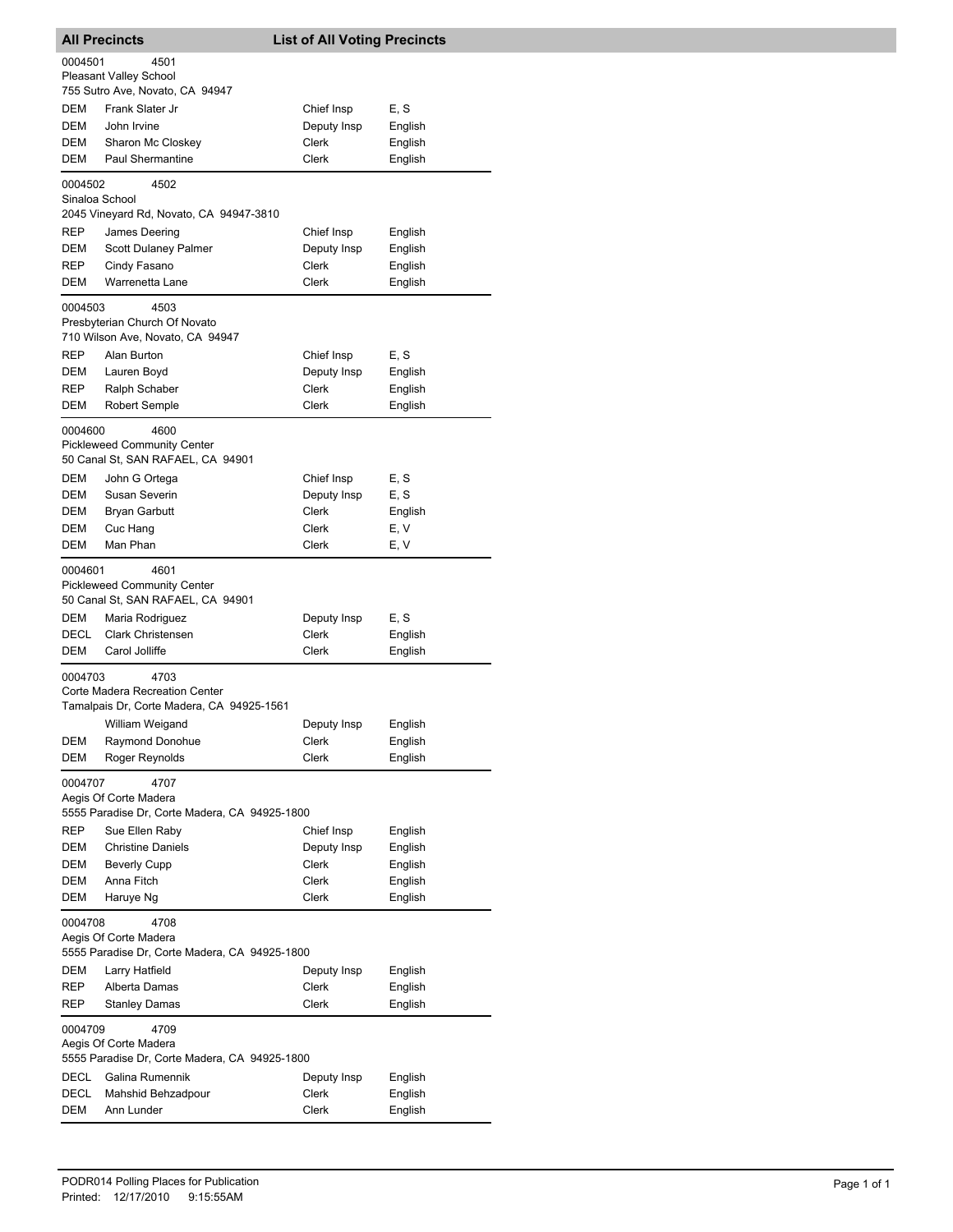## All Precincts — List of All Voting Precincts

**0004501** 4501
Pleasant Valley School
755 Sutro Ave, Novato, CA 94947

| Party | Name | Position | Language |
|---|---|---|---|
| DEM | Frank Slater Jr | Chief Insp | E, S |
| DEM | John Irvine | Deputy Insp | English |
| DEM | Sharon Mc Closkey | Clerk | English |
| DEM | Paul Shermantine | Clerk | English |

**0004502** 4502
Sinaloa School
2045 Vineyard Rd, Novato, CA 94947-3810

| Party | Name | Position | Language |
|---|---|---|---|
| REP | James Deering | Chief Insp | English |
| DEM | Scott Dulaney Palmer | Deputy Insp | English |
| REP | Cindy Fasano | Clerk | English |
| DEM | Warrenetta Lane | Clerk | English |

**0004503** 4503
Presbyterian Church Of Novato
710 Wilson Ave, Novato, CA 94947

| Party | Name | Position | Language |
|---|---|---|---|
| REP | Alan Burton | Chief Insp | E, S |
| DEM | Lauren Boyd | Deputy Insp | English |
| REP | Ralph Schaber | Clerk | English |
| DEM | Robert Semple | Clerk | English |

**0004600** 4600
Pickleweed Community Center
50 Canal St, SAN RAFAEL, CA 94901

| Party | Name | Position | Language |
|---|---|---|---|
| DEM | John G Ortega | Chief Insp | E, S |
| DEM | Susan Severin | Deputy Insp | E, S |
| DEM | Bryan Garbutt | Clerk | English |
| DEM | Cuc Hang | Clerk | E, V |
| DEM | Man Phan | Clerk | E, V |

**0004601** 4601
Pickleweed Community Center
50 Canal St, SAN RAFAEL, CA 94901

| Party | Name | Position | Language |
|---|---|---|---|
| DEM | Maria Rodriguez | Deputy Insp | E, S |
| DECL | Clark Christensen | Clerk | English |
| DEM | Carol Jolliffe | Clerk | English |

**0004703** 4703
Corte Madera Recreation Center
Tamalpais Dr, Corte Madera, CA 94925-1561

| Party | Name | Position | Language |
|---|---|---|---|
| | William Weigand | Deputy Insp | English |
| DEM | Raymond Donohue | Clerk | English |
| DEM | Roger Reynolds | Clerk | English |

**0004707** 4707
Aegis Of Corte Madera
5555 Paradise Dr, Corte Madera, CA 94925-1800

| Party | Name | Position | Language |
|---|---|---|---|
| REP | Sue Ellen Raby | Chief Insp | English |
| DEM | Christine Daniels | Deputy Insp | English |
| DEM | Beverly Cupp | Clerk | English |
| DEM | Anna Fitch | Clerk | English |
| DEM | Haruye Ng | Clerk | English |

**0004708** 4708
Aegis Of Corte Madera
5555 Paradise Dr, Corte Madera, CA 94925-1800

| Party | Name | Position | Language |
|---|---|---|---|
| DEM | Larry Hatfield | Deputy Insp | English |
| REP | Alberta Damas | Clerk | English |
| REP | Stanley Damas | Clerk | English |

**0004709** 4709
Aegis Of Corte Madera
5555 Paradise Dr, Corte Madera, CA 94925-1800

| Party | Name | Position | Language |
|---|---|---|---|
| DECL | Galina Rumennik | Deputy Insp | English |
| DECL | Mahshid Behzadpour | Clerk | English |
| DEM | Ann Lunder | Clerk | English |

PODR014 Polling Places for Publication
Printed: 12/17/2010 9:15:55AM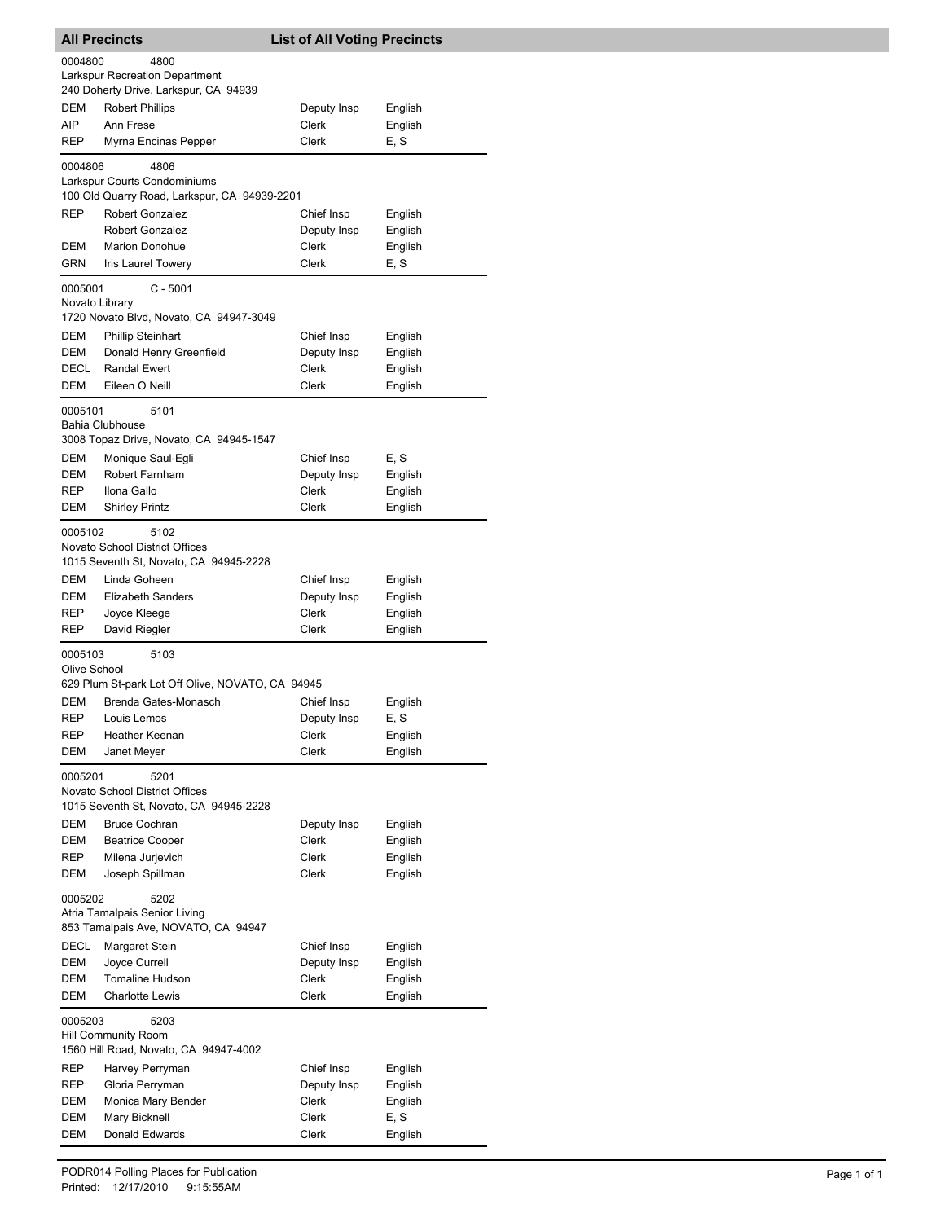## All Precincts — List of All Voting Precincts

**0004800** 4800
Larkspur Recreation Department
240 Doherty Drive, Larkspur, CA 94939

| | | | |
|---|---|---|---|
| DEM | Robert Phillips | Deputy Insp | English |
| AIP | Ann Frese | Clerk | English |
| REP | Myrna Encinas Pepper | Clerk | E, S |

**0004806** 4806
Larkspur Courts Condominiums
100 Old Quarry Road, Larkspur, CA 94939-2201

| | | | |
|---|---|---|---|
| REP | Robert Gonzalez | Chief Insp | English |
| | Robert Gonzalez | Deputy Insp | English |
| DEM | Marion Donohue | Clerk | English |
| GRN | Iris Laurel Towery | Clerk | E, S |

**0005001** C - 5001
Novato Library
1720 Novato Blvd, Novato, CA 94947-3049

| | | | |
|---|---|---|---|
| DEM | Phillip Steinhart | Chief Insp | English |
| DEM | Donald Henry Greenfield | Deputy Insp | English |
| DECL | Randal Ewert | Clerk | English |
| DEM | Eileen O Neill | Clerk | English |

**0005101** 5101
Bahia Clubhouse
3008 Topaz Drive, Novato, CA 94945-1547

| | | | |
|---|---|---|---|
| DEM | Monique Saul-Egli | Chief Insp | E, S |
| DEM | Robert Farnham | Deputy Insp | English |
| REP | Ilona Gallo | Clerk | English |
| DEM | Shirley Printz | Clerk | English |

**0005102** 5102
Novato School District Offices
1015 Seventh St, Novato, CA 94945-2228

| | | | |
|---|---|---|---|
| DEM | Linda Goheen | Chief Insp | English |
| DEM | Elizabeth Sanders | Deputy Insp | English |
| REP | Joyce Kleege | Clerk | English |
| REP | David Riegler | Clerk | English |

**0005103** 5103
Olive School
629 Plum St-park Lot Off Olive, NOVATO, CA 94945

| | | | |
|---|---|---|---|
| DEM | Brenda Gates-Monasch | Chief Insp | English |
| REP | Louis Lemos | Deputy Insp | E, S |
| REP | Heather Keenan | Clerk | English |
| DEM | Janet Meyer | Clerk | English |

**0005201** 5201
Novato School District Offices
1015 Seventh St, Novato, CA 94945-2228

| | | | |
|---|---|---|---|
| DEM | Bruce Cochran | Deputy Insp | English |
| DEM | Beatrice Cooper | Clerk | English |
| REP | Milena Jurjevich | Clerk | English |
| DEM | Joseph Spillman | Clerk | English |

**0005202** 5202
Atria Tamalpais Senior Living
853 Tamalpais Ave, NOVATO, CA 94947

| | | | |
|---|---|---|---|
| DECL | Margaret Stein | Chief Insp | English |
| DEM | Joyce Currell | Deputy Insp | English |
| DEM | Tomaline Hudson | Clerk | English |
| DEM | Charlotte Lewis | Clerk | English |

**0005203** 5203
Hill Community Room
1560 Hill Road, Novato, CA 94947-4002

| | | | |
|---|---|---|---|
| REP | Harvey Perryman | Chief Insp | English |
| REP | Gloria Perryman | Deputy Insp | English |
| DEM | Monica Mary Bender | Clerk | English |
| DEM | Mary Bicknell | Clerk | E, S |
| DEM | Donald Edwards | Clerk | English |

PODR014 Polling Places for Publication
Printed: 12/17/2010 9:15:55AM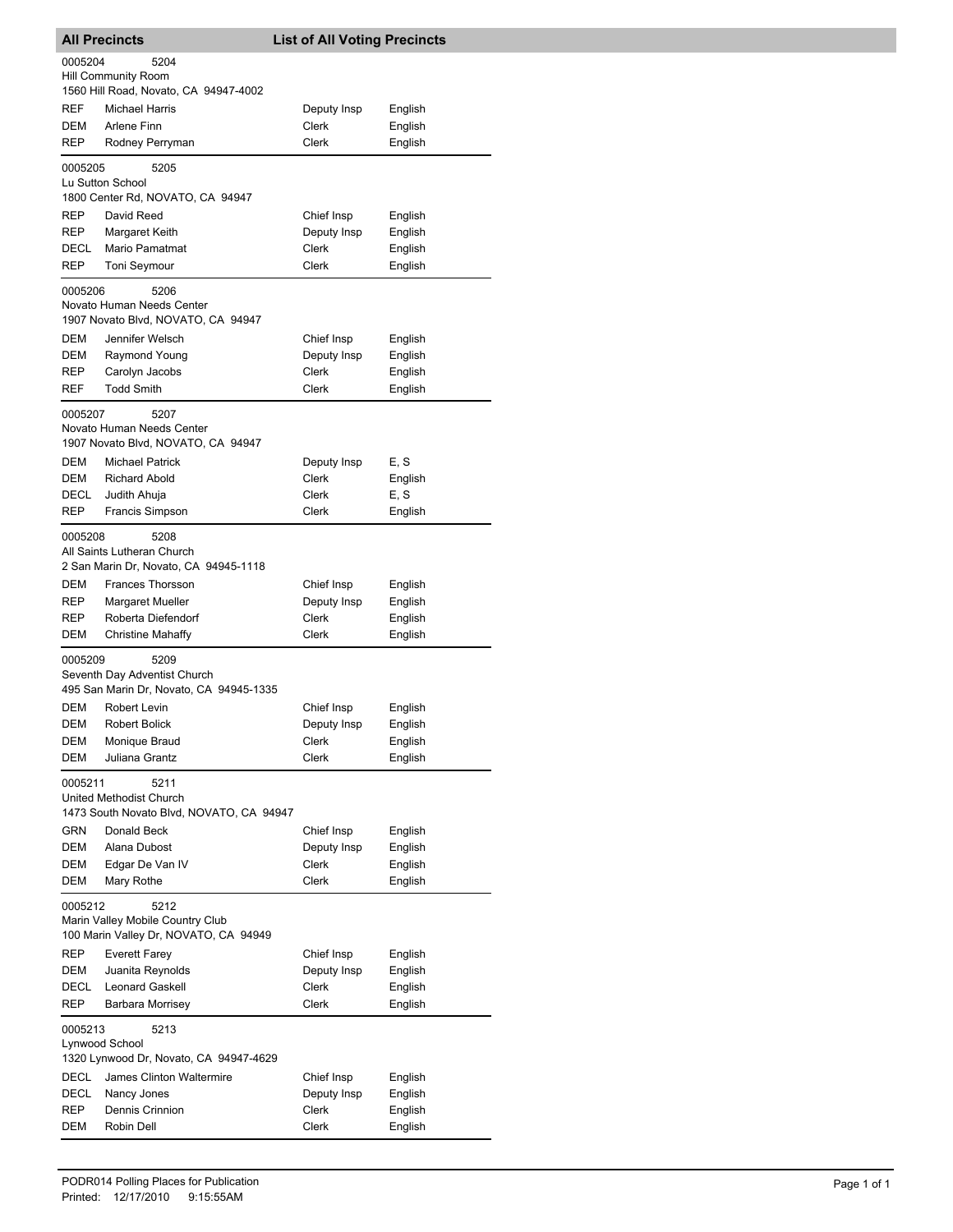## All Precincts — List of All Voting Precincts

**0005204** 5204
Hill Community Room
1560 Hill Road, Novato, CA 94947-4002

| | | | |
|---|---|---|---|
| REF | Michael Harris | Deputy Insp | English |
| DEM | Arlene Finn | Clerk | English |
| REP | Rodney Perryman | Clerk | English |

**0005205** 5205
Lu Sutton School
1800 Center Rd, NOVATO, CA 94947

| | | | |
|---|---|---|---|
| REP | David Reed | Chief Insp | English |
| REP | Margaret Keith | Deputy Insp | English |
| DECL | Mario Pamatmat | Clerk | English |
| REP | Toni Seymour | Clerk | English |

**0005206** 5206
Novato Human Needs Center
1907 Novato Blvd, NOVATO, CA 94947

| | | | |
|---|---|---|---|
| DEM | Jennifer Welsch | Chief Insp | English |
| DEM | Raymond Young | Deputy Insp | English |
| REP | Carolyn Jacobs | Clerk | English |
| REF | Todd Smith | Clerk | English |

**0005207** 5207
Novato Human Needs Center
1907 Novato Blvd, NOVATO, CA 94947

| | | | |
|---|---|---|---|
| DEM | Michael Patrick | Deputy Insp | E, S |
| DEM | Richard Abold | Clerk | English |
| DECL | Judith Ahuja | Clerk | E, S |
| REP | Francis Simpson | Clerk | English |

**0005208** 5208
All Saints Lutheran Church
2 San Marin Dr, Novato, CA 94945-1118

| | | | |
|---|---|---|---|
| DEM | Frances Thorsson | Chief Insp | English |
| REP | Margaret Mueller | Deputy Insp | English |
| REP | Roberta Diefendorf | Clerk | English |
| DEM | Christine Mahaffy | Clerk | English |

**0005209** 5209
Seventh Day Adventist Church
495 San Marin Dr, Novato, CA 94945-1335

| | | | |
|---|---|---|---|
| DEM | Robert Levin | Chief Insp | English |
| DEM | Robert Bolick | Deputy Insp | English |
| DEM | Monique Braud | Clerk | English |
| DEM | Juliana Grantz | Clerk | English |

**0005211** 5211
United Methodist Church
1473 South Novato Blvd, NOVATO, CA 94947

| | | | |
|---|---|---|---|
| GRN | Donald Beck | Chief Insp | English |
| DEM | Alana Dubost | Deputy Insp | English |
| DEM | Edgar De Van IV | Clerk | English |
| DEM | Mary Rothe | Clerk | English |

**0005212** 5212
Marin Valley Mobile Country Club
100 Marin Valley Dr, NOVATO, CA 94949

| | | | |
|---|---|---|---|
| REP | Everett Farey | Chief Insp | English |
| DEM | Juanita Reynolds | Deputy Insp | English |
| DECL | Leonard Gaskell | Clerk | English |
| REP | Barbara Morrisey | Clerk | English |

**0005213** 5213
Lynwood School
1320 Lynwood Dr, Novato, CA 94947-4629

| | | | |
|---|---|---|---|
| DECL | James Clinton Waltermire | Chief Insp | English |
| DECL | Nancy Jones | Deputy Insp | English |
| REP | Dennis Crinnion | Clerk | English |
| DEM | Robin Dell | Clerk | English |

PODR014 Polling Places for Publication
Printed: 12/17/2010 9:15:55AM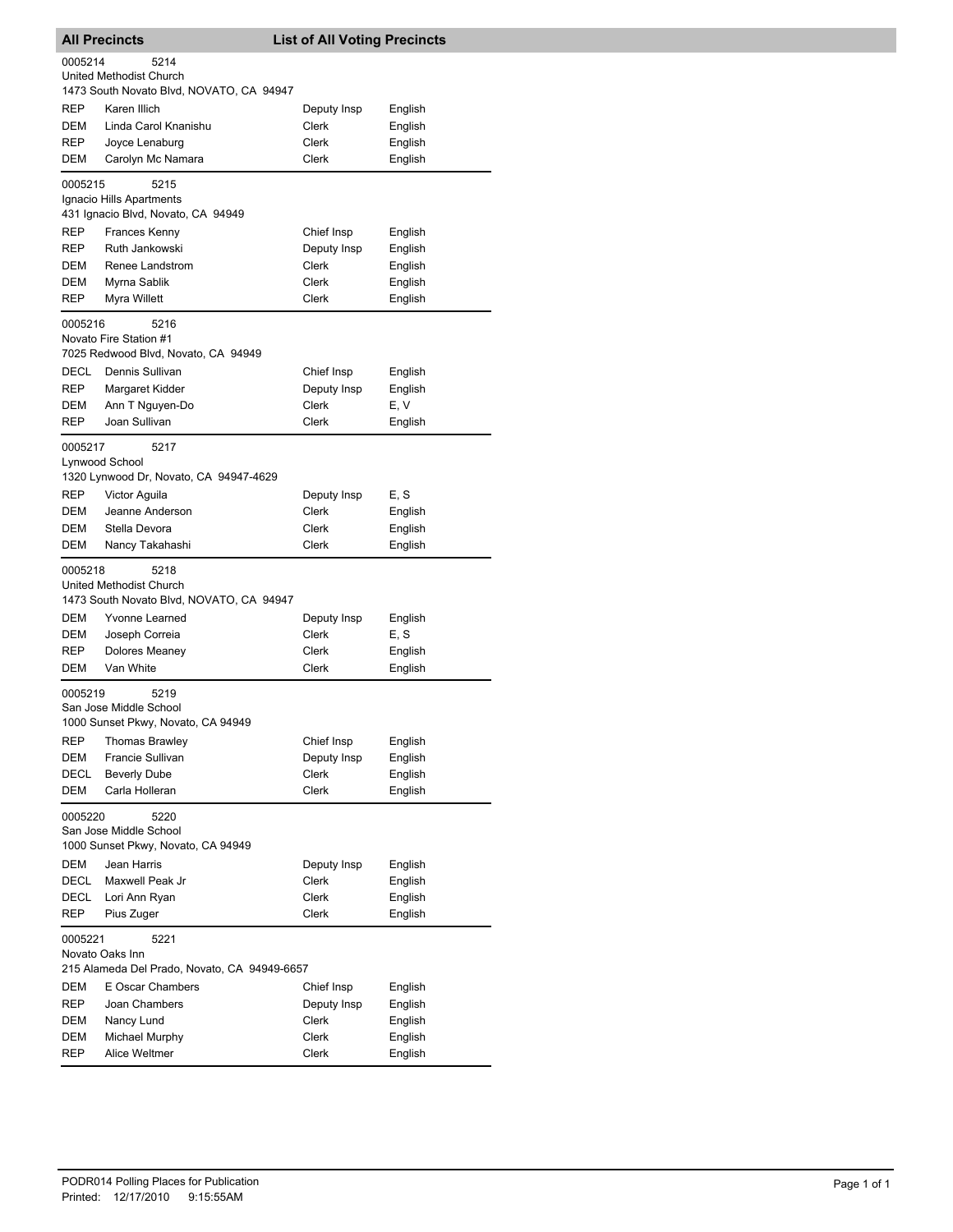## All Precincts — List of All Voting Precincts

**0005214** 5214
United Methodist Church
1473 South Novato Blvd, NOVATO, CA 94947

| | | | |
|---|---|---|---|
| REP | Karen Illich | Deputy Insp | English |
| DEM | Linda Carol Knanishu | Clerk | English |
| REP | Joyce Lenaburg | Clerk | English |
| DEM | Carolyn Mc Namara | Clerk | English |

**0005215** 5215
Ignacio Hills Apartments
431 Ignacio Blvd, Novato, CA 94949

| | | | |
|---|---|---|---|
| REP | Frances Kenny | Chief Insp | English |
| REP | Ruth Jankowski | Deputy Insp | English |
| DEM | Renee Landstrom | Clerk | English |
| DEM | Myrna Sablik | Clerk | English |
| REP | Myra Willett | Clerk | English |

**0005216** 5216
Novato Fire Station #1
7025 Redwood Blvd, Novato, CA 94949

| | | | |
|---|---|---|---|
| DECL | Dennis Sullivan | Chief Insp | English |
| REP | Margaret Kidder | Deputy Insp | English |
| DEM | Ann T Nguyen-Do | Clerk | E, V |
| REP | Joan Sullivan | Clerk | English |

**0005217** 5217
Lynwood School
1320 Lynwood Dr, Novato, CA 94947-4629

| | | | |
|---|---|---|---|
| REP | Victor Aguila | Deputy Insp | E, S |
| DEM | Jeanne Anderson | Clerk | English |
| DEM | Stella Devora | Clerk | English |
| DEM | Nancy Takahashi | Clerk | English |

**0005218** 5218
United Methodist Church
1473 South Novato Blvd, NOVATO, CA 94947

| | | | |
|---|---|---|---|
| DEM | Yvonne Learned | Deputy Insp | English |
| DEM | Joseph Correia | Clerk | E, S |
| REP | Dolores Meaney | Clerk | English |
| DEM | Van White | Clerk | English |

**0005219** 5219
San Jose Middle School
1000 Sunset Pkwy, Novato, CA 94949

| | | | |
|---|---|---|---|
| REP | Thomas Brawley | Chief Insp | English |
| DEM | Francie Sullivan | Deputy Insp | English |
| DECL | Beverly Dube | Clerk | English |
| DEM | Carla Holleran | Clerk | English |

**0005220** 5220
San Jose Middle School
1000 Sunset Pkwy, Novato, CA 94949

| | | | |
|---|---|---|---|
| DEM | Jean Harris | Deputy Insp | English |
| DECL | Maxwell Peak Jr | Clerk | English |
| DECL | Lori Ann Ryan | Clerk | English |
| REP | Pius Zuger | Clerk | English |

**0005221** 5221
Novato Oaks Inn
215 Alameda Del Prado, Novato, CA 94949-6657

| | | | |
|---|---|---|---|
| DEM | E Oscar Chambers | Chief Insp | English |
| REP | Joan Chambers | Deputy Insp | English |
| DEM | Nancy Lund | Clerk | English |
| DEM | Michael Murphy | Clerk | English |
| REP | Alice Weltmer | Clerk | English |

PODR014 Polling Places for Publication
Printed: 12/17/2010 9:15:55AM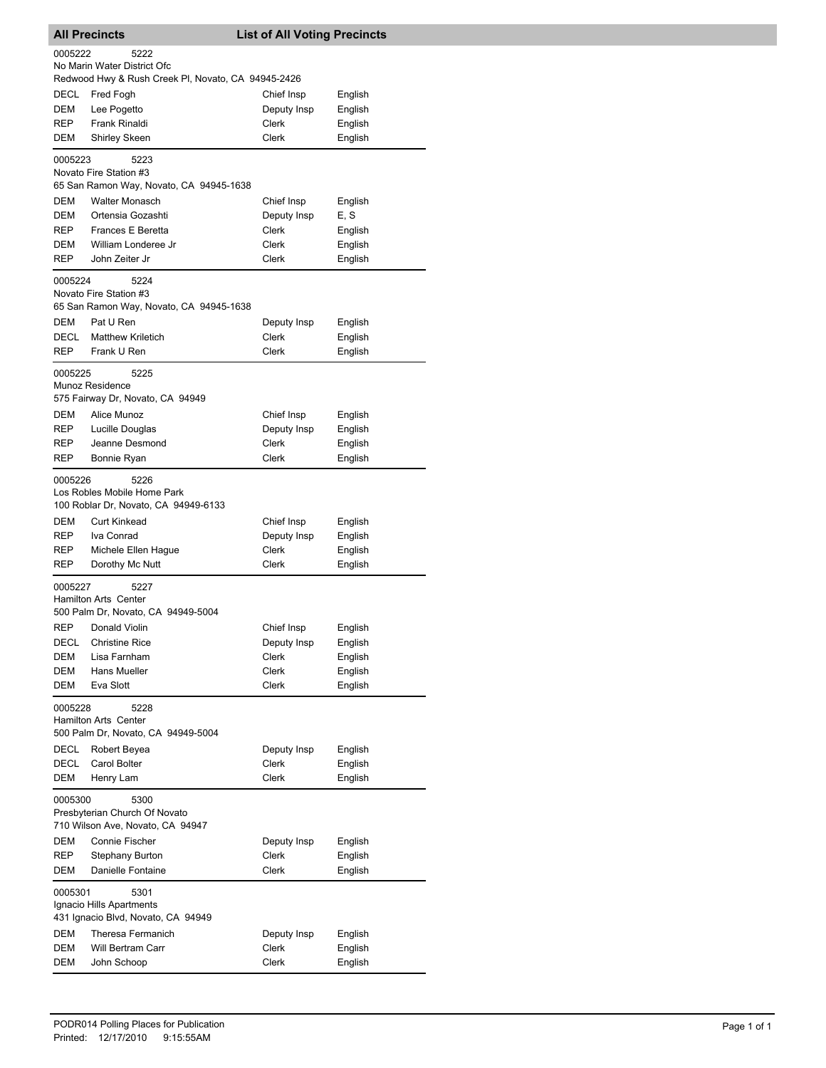## All Precincts — List of All Voting Precincts

**0005222** 5222
No Marin Water District Ofc
Redwood Hwy & Rush Creek Pl, Novato, CA 94945-2426

| Party | Name | Position | Language |
|---|---|---|---|
| DECL | Fred Fogh | Chief Insp | English |
| DEM | Lee Pogetto | Deputy Insp | English |
| REP | Frank Rinaldi | Clerk | English |
| DEM | Shirley Skeen | Clerk | English |

**0005223** 5223
Novato Fire Station #3
65 San Ramon Way, Novato, CA 94945-1638

| Party | Name | Position | Language |
|---|---|---|---|
| DEM | Walter Monasch | Chief Insp | English |
| DEM | Ortensia Gozashti | Deputy Insp | E, S |
| REP | Frances E Beretta | Clerk | English |
| DEM | William Londeree Jr | Clerk | English |
| REP | John Zeiter Jr | Clerk | English |

**0005224** 5224
Novato Fire Station #3
65 San Ramon Way, Novato, CA 94945-1638

| Party | Name | Position | Language |
|---|---|---|---|
| DEM | Pat U Ren | Deputy Insp | English |
| DECL | Matthew Kriletich | Clerk | English |
| REP | Frank U Ren | Clerk | English |

**0005225** 5225
Munoz Residence
575 Fairway Dr, Novato, CA 94949

| Party | Name | Position | Language |
|---|---|---|---|
| DEM | Alice Munoz | Chief Insp | English |
| REP | Lucille Douglas | Deputy Insp | English |
| REP | Jeanne Desmond | Clerk | English |
| REP | Bonnie Ryan | Clerk | English |

**0005226** 5226
Los Robles Mobile Home Park
100 Roblar Dr, Novato, CA 94949-6133

| Party | Name | Position | Language |
|---|---|---|---|
| DEM | Curt Kinkead | Chief Insp | English |
| REP | Iva Conrad | Deputy Insp | English |
| REP | Michele Ellen Hague | Clerk | English |
| REP | Dorothy Mc Nutt | Clerk | English |

**0005227** 5227
Hamilton Arts Center
500 Palm Dr, Novato, CA 94949-5004

| Party | Name | Position | Language |
|---|---|---|---|
| REP | Donald Violin | Chief Insp | English |
| DECL | Christine Rice | Deputy Insp | English |
| DEM | Lisa Farnham | Clerk | English |
| DEM | Hans Mueller | Clerk | English |
| DEM | Eva Slott | Clerk | English |

**0005228** 5228
Hamilton Arts Center
500 Palm Dr, Novato, CA 94949-5004

| Party | Name | Position | Language |
|---|---|---|---|
| DECL | Robert Beyea | Deputy Insp | English |
| DECL | Carol Bolter | Clerk | English |
| DEM | Henry Lam | Clerk | English |

**0005300** 5300
Presbyterian Church Of Novato
710 Wilson Ave, Novato, CA 94947

| Party | Name | Position | Language |
|---|---|---|---|
| DEM | Connie Fischer | Deputy Insp | English |
| REP | Stephany Burton | Clerk | English |
| DEM | Danielle Fontaine | Clerk | English |

**0005301** 5301
Ignacio Hills Apartments
431 Ignacio Blvd, Novato, CA 94949

| Party | Name | Position | Language |
|---|---|---|---|
| DEM | Theresa Fermanich | Deputy Insp | English |
| DEM | Will Bertram Carr | Clerk | English |
| DEM | John Schoop | Clerk | English |

PODR014 Polling Places for Publication
Printed: 12/17/2010 9:15:55AM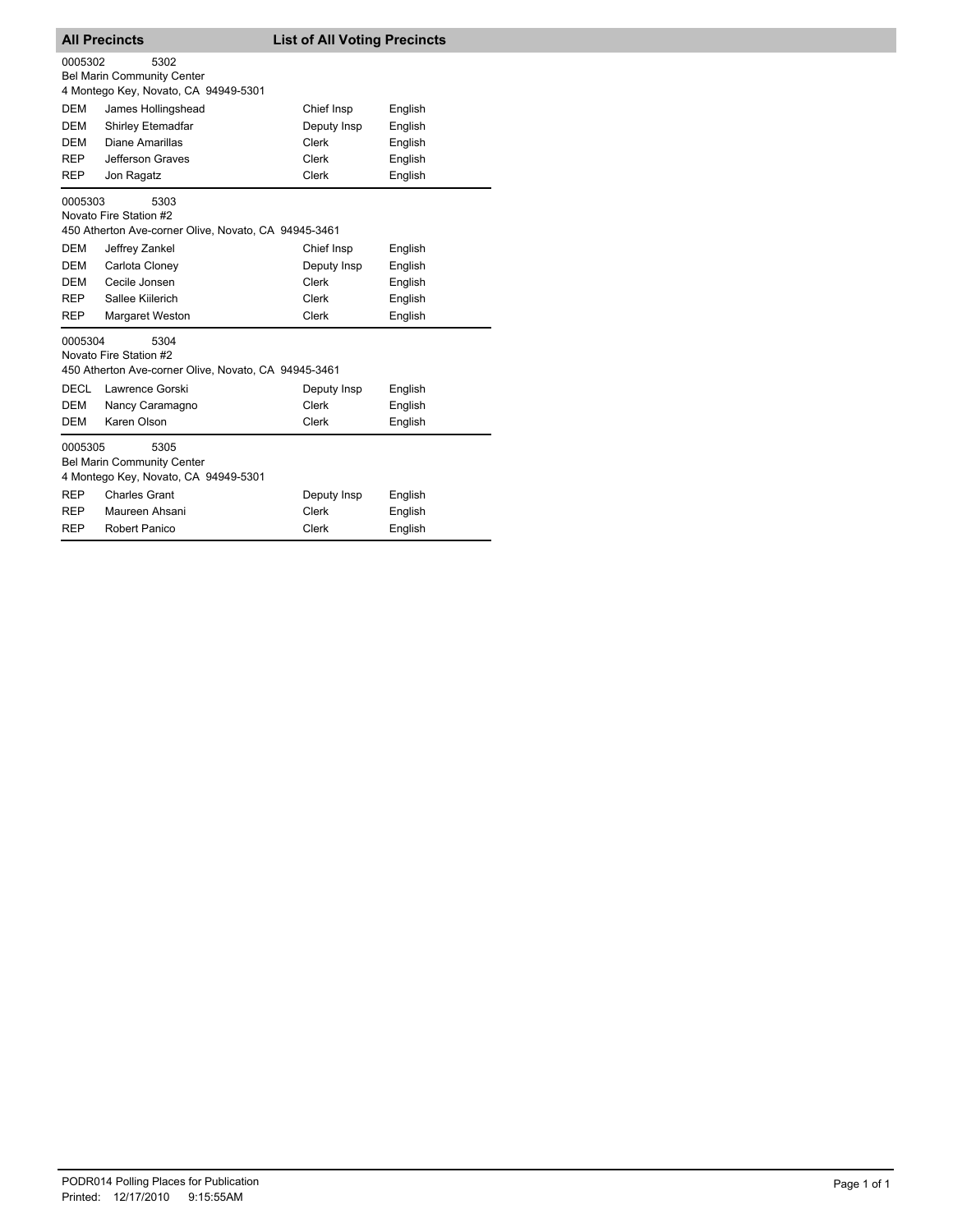## All Precincts — List of All Voting Precincts

0005302 5302
Bel Marin Community Center
4 Montego Key, Novato, CA 94949-5301

| | | | |
|---|---|---|---|
| DEM | James Hollingshead | Chief Insp | English |
| DEM | Shirley Etemadfar | Deputy Insp | English |
| DEM | Diane Amarillas | Clerk | English |
| REP | Jefferson Graves | Clerk | English |
| REP | Jon Ragatz | Clerk | English |

0005303 5303
Novato Fire Station #2
450 Atherton Ave-corner Olive, Novato, CA 94945-3461

| | | | |
|---|---|---|---|
| DEM | Jeffrey Zankel | Chief Insp | English |
| DEM | Carlota Cloney | Deputy Insp | English |
| DEM | Cecile Jonsen | Clerk | English |
| REP | Sallee Kiilerich | Clerk | English |
| REP | Margaret Weston | Clerk | English |

0005304 5304
Novato Fire Station #2
450 Atherton Ave-corner Olive, Novato, CA 94945-3461

| | | | |
|---|---|---|---|
| DECL | Lawrence Gorski | Deputy Insp | English |
| DEM | Nancy Caramagno | Clerk | English |
| DEM | Karen Olson | Clerk | English |

0005305 5305
Bel Marin Community Center
4 Montego Key, Novato, CA 94949-5301

| | | | |
|---|---|---|---|
| REP | Charles Grant | Deputy Insp | English |
| REP | Maureen Ahsani | Clerk | English |
| REP | Robert Panico | Clerk | English |

PODR014 Polling Places for Publication
Printed: 12/17/2010 9:15:55AM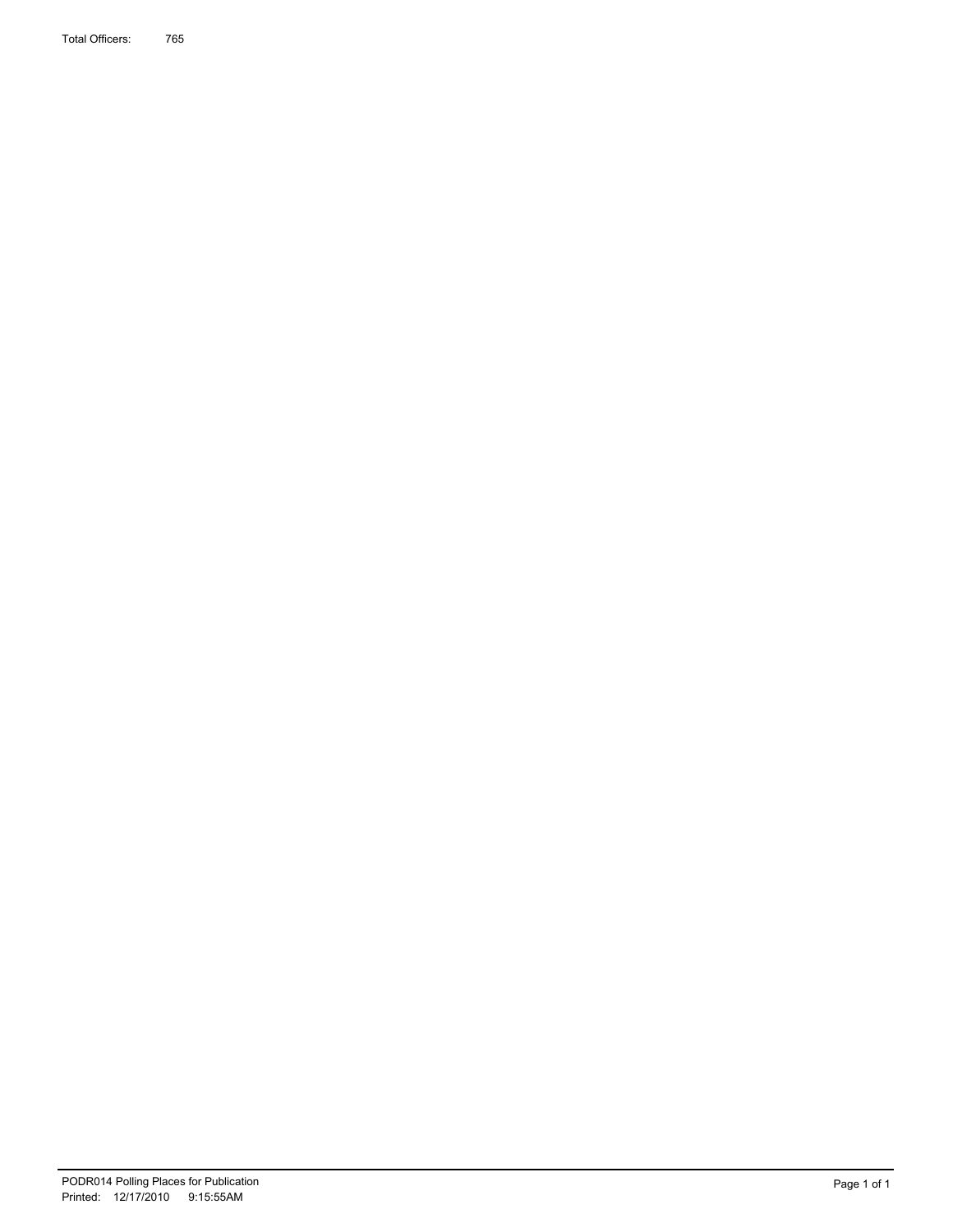Total Officers: 765